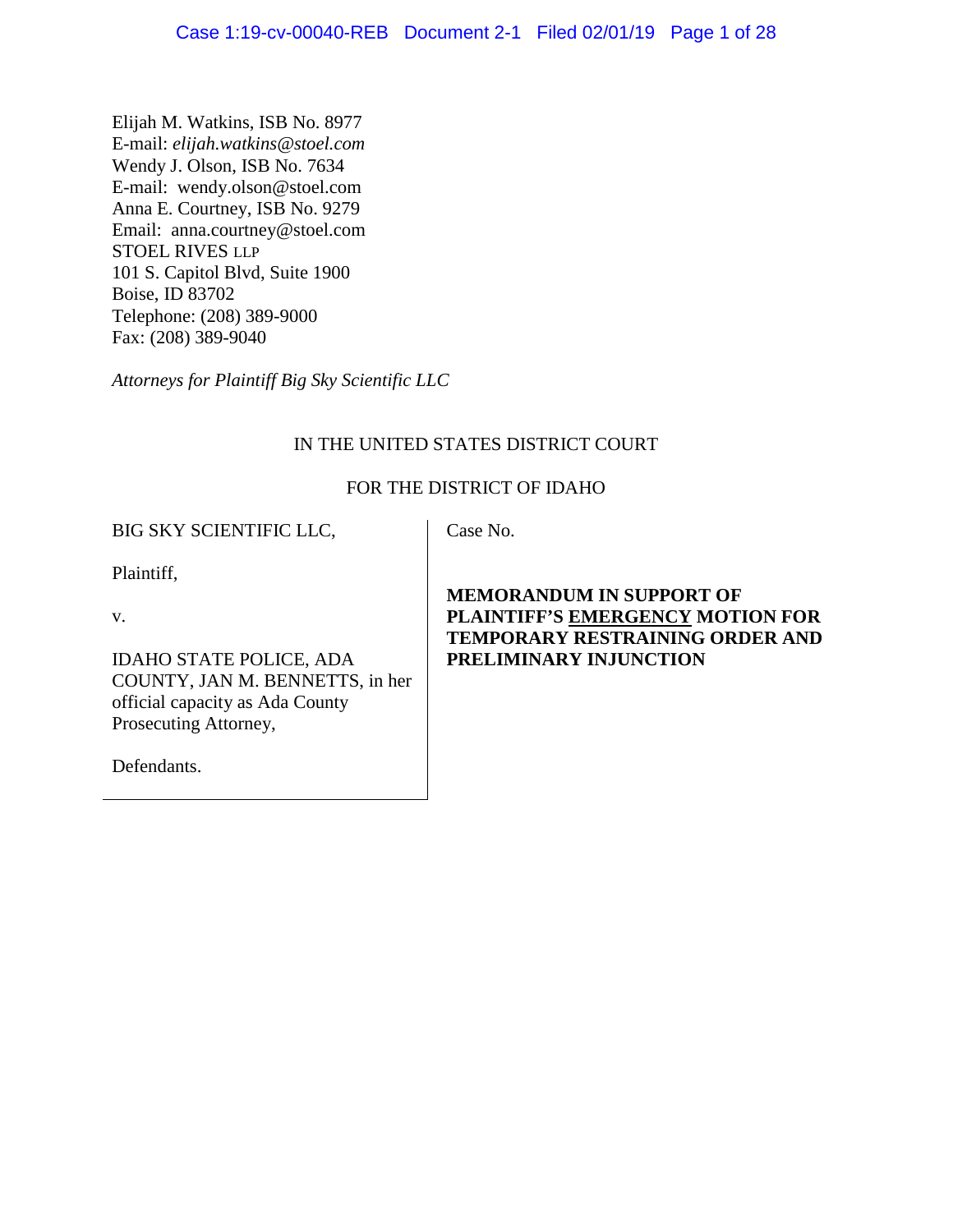Elijah M. Watkins, ISB No. 8977
E-mail: *elijah.watkins@stoel.com*
Wendy J. Olson, ISB No. 7634
E-mail: wendy.olson@stoel.com
Anna E. Courtney, ISB No. 9279
Email: anna.courtney@stoel.com
STOEL RIVES LLP
101 S. Capitol Blvd, Suite 1900
Boise, ID 83702
Telephone: (208) 389-9000
Fax: (208) 389-9040

*Attorneys for Plaintiff Big Sky Scientific LLC*

IN THE UNITED STATES DISTRICT COURT

FOR THE DISTRICT OF IDAHO

BIG SKY SCIENTIFIC LLC,

Plaintiff,

v.

IDAHO STATE POLICE, ADA COUNTY, JAN M. BENNETTS, in her official capacity as Ada County Prosecuting Attorney,

Defendants.

Case No.

**MEMORANDUM IN SUPPORT OF PLAINTIFF'S EMERGENCY MOTION FOR TEMPORARY RESTRAINING ORDER AND PRELIMINARY INJUNCTION**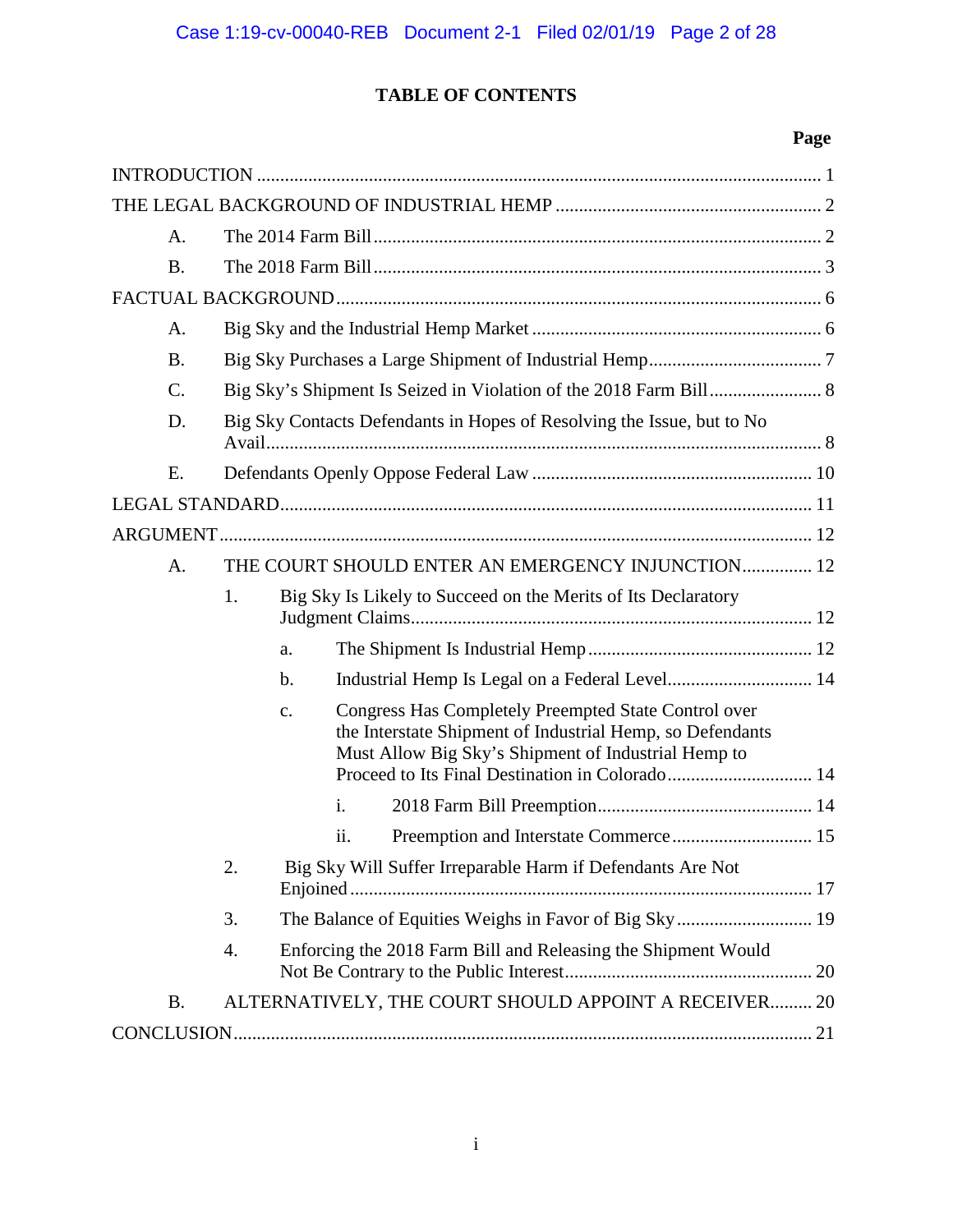# TABLE OF CONTENTS

| | Page |
|---|---|
| INTRODUCTION | 1 |
| THE LEGAL BACKGROUND OF INDUSTRIAL HEMP | 2 |
| A. The 2014 Farm Bill | 2 |
| B. The 2018 Farm Bill | 3 |
| FACTUAL BACKGROUND | 6 |
| A. Big Sky and the Industrial Hemp Market | 6 |
| B. Big Sky Purchases a Large Shipment of Industrial Hemp | 7 |
| C. Big Sky's Shipment Is Seized in Violation of the 2018 Farm Bill | 8 |
| D. Big Sky Contacts Defendants in Hopes of Resolving the Issue, but to No Avail | 8 |
| E. Defendants Openly Oppose Federal Law | 10 |
| LEGAL STANDARD | 11 |
| ARGUMENT | 12 |
| A. THE COURT SHOULD ENTER AN EMERGENCY INJUNCTION | 12 |
| 1. Big Sky Is Likely to Succeed on the Merits of Its Declaratory Judgment Claims | 12 |
| a. The Shipment Is Industrial Hemp | 12 |
| b. Industrial Hemp Is Legal on a Federal Level | 14 |
| c. Congress Has Completely Preempted State Control over the Interstate Shipment of Industrial Hemp, so Defendants Must Allow Big Sky's Shipment of Industrial Hemp to Proceed to Its Final Destination in Colorado | 14 |
| i. 2018 Farm Bill Preemption | 14 |
| ii. Preemption and Interstate Commerce | 15 |
| 2. Big Sky Will Suffer Irreparable Harm if Defendants Are Not Enjoined | 17 |
| 3. The Balance of Equities Weighs in Favor of Big Sky | 19 |
| 4. Enforcing the 2018 Farm Bill and Releasing the Shipment Would Not Be Contrary to the Public Interest | 20 |
| B. ALTERNATIVELY, THE COURT SHOULD APPOINT A RECEIVER | 20 |
| CONCLUSION | 21 |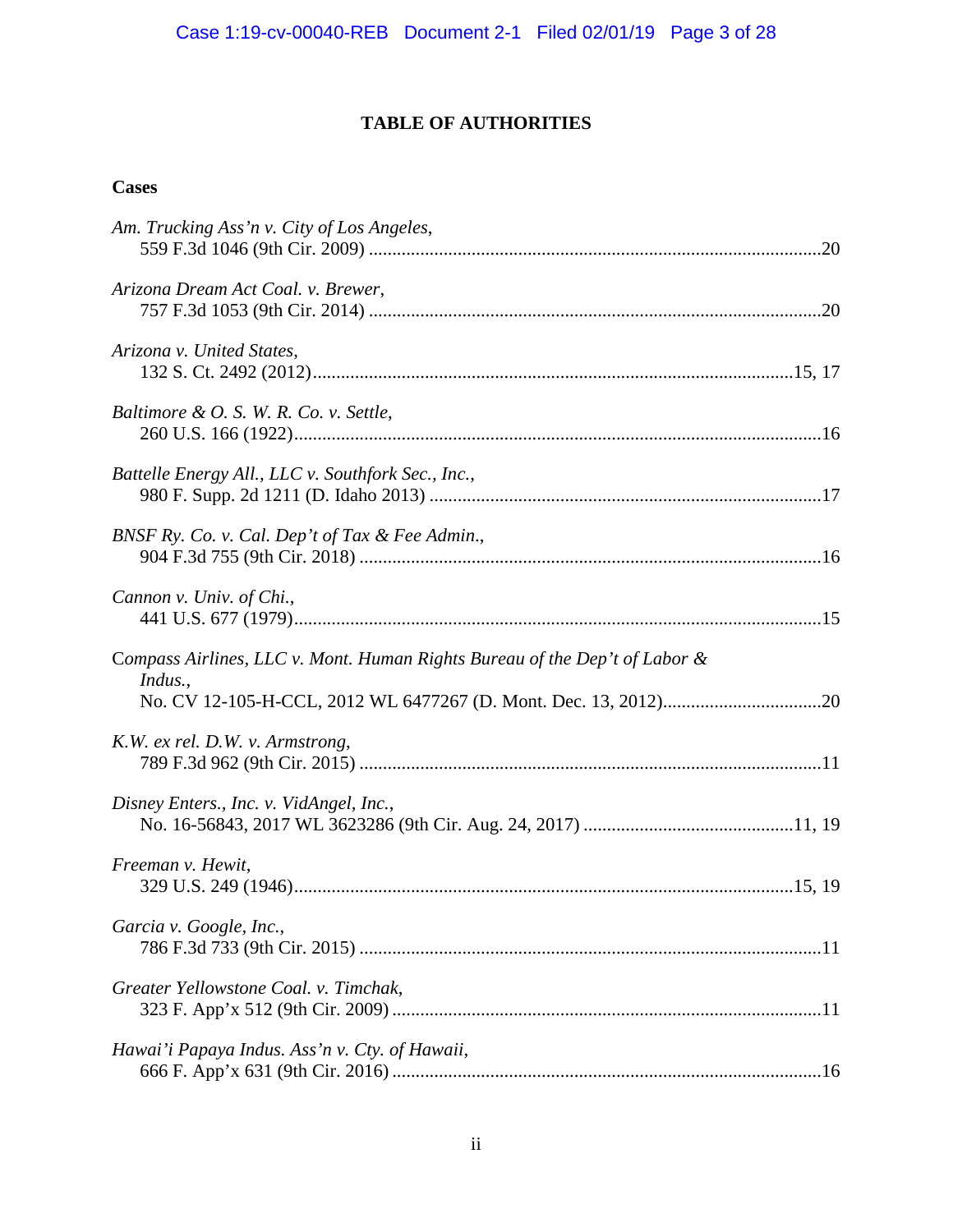# TABLE OF AUTHORITIES

## Cases

*Am. Trucking Ass'n v. City of Los Angeles*,
559 F.3d 1046 (9th Cir. 2009) ....................................................................................................20

*Arizona Dream Act Coal. v. Brewer*,
757 F.3d 1053 (9th Cir. 2014) ....................................................................................................20

*Arizona v. United States*,
132 S. Ct. 2492 (2012)....................................................................................................15, 17

*Baltimore & O. S. W. R. Co. v. Settle*,
260 U.S. 166 (1922)....................................................................................................16

*Battelle Energy All., LLC v. Southfork Sec., Inc.*,
980 F. Supp. 2d 1211 (D. Idaho 2013) ....................................................................................................17

*BNSF Ry. Co. v. Cal. Dep't of Tax & Fee Admin.*,
904 F.3d 755 (9th Cir. 2018) ....................................................................................................16

*Cannon v. Univ. of Chi.*,
441 U.S. 677 (1979)....................................................................................................15

*Compass Airlines, LLC v. Mont. Human Rights Bureau of the Dep't of Labor & Indus.*,
No. CV 12-105-H-CCL, 2012 WL 6477267 (D. Mont. Dec. 13, 2012)....................................20

*K.W. ex rel. D.W. v. Armstrong*,
789 F.3d 962 (9th Cir. 2015) ....................................................................................................11

*Disney Enters., Inc. v. VidAngel, Inc.*,
No. 16-56843, 2017 WL 3623286 (9th Cir. Aug. 24, 2017) ..............................................11, 19

*Freeman v. Hewit*,
329 U.S. 249 (1946)....................................................................................................15, 19

*Garcia v. Google, Inc.*,
786 F.3d 733 (9th Cir. 2015) ....................................................................................................11

*Greater Yellowstone Coal. v. Timchak*,
323 F. App'x 512 (9th Cir. 2009) ....................................................................................................11

*Hawai'i Papaya Indus. Ass'n v. Cty. of Hawaii*,
666 F. App'x 631 (9th Cir. 2016) ....................................................................................................16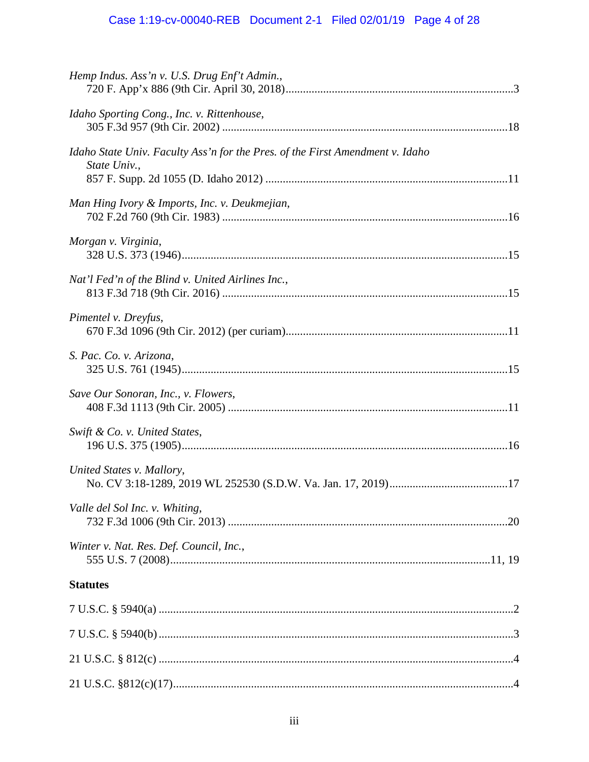*Hemp Indus. Ass'n v. U.S. Drug Enf't Admin.*,
720 F. App'x 886 (9th Cir. April 30, 2018)...............................................................................3

*Idaho Sporting Cong., Inc. v. Rittenhouse*,
305 F.3d 957 (9th Cir. 2002) ..................................................................................................18

*Idaho State Univ. Faculty Ass'n for the Pres. of the First Amendment v. Idaho State Univ.*,
857 F. Supp. 2d 1055 (D. Idaho 2012) ...................................................................................11

*Man Hing Ivory & Imports, Inc. v. Deukmejian*,
702 F.2d 760 (9th Cir. 1983) ..................................................................................................16

*Morgan v. Virginia*,
328 U.S. 373 (1946)................................................................................................................15

*Nat'l Fed'n of the Blind v. United Airlines Inc.*,
813 F.3d 718 (9th Cir. 2016) ..................................................................................................15

*Pimentel v. Dreyfus*,
670 F.3d 1096 (9th Cir. 2012) (per curiam)............................................................................11

*S. Pac. Co. v. Arizona*,
325 U.S. 761 (1945)................................................................................................................15

*Save Our Sonoran, Inc., v. Flowers*,
408 F.3d 1113 (9th Cir. 2005) ................................................................................................11

*Swift & Co. v. United States*,
196 U.S. 375 (1905)................................................................................................................16

*United States v. Mallory*,
No. CV 3:18-1289, 2019 WL 252530 (S.D.W. Va. Jan. 17, 2019).........................................17

*Valle del Sol Inc. v. Whiting*,
732 F.3d 1006 (9th Cir. 2013) ................................................................................................20

*Winter v. Nat. Res. Def. Council, Inc.*,
555 U.S. 7 (2008).............................................................................................................11, 19

**Statutes**

7 U.S.C. § 5940(a) ..........................................................................................................................2

7 U.S.C. § 5940(b) ..........................................................................................................................3

21 U.S.C. § 812(c) ..........................................................................................................................4

21 U.S.C. §812(c)(17)......................................................................................................................4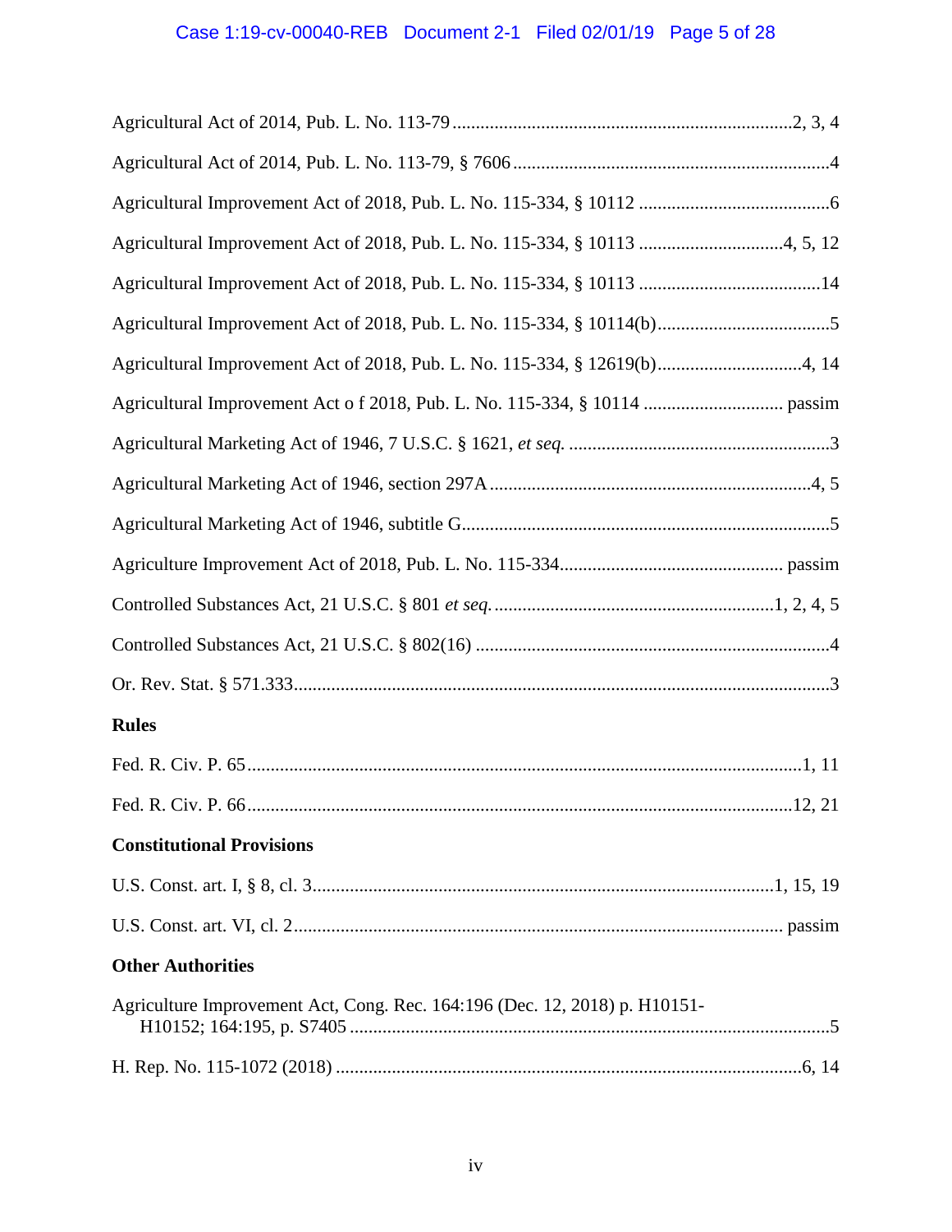Agricultural Act of 2014, Pub. L. No. 113-79 ........................................................................2, 3, 4

Agricultural Act of 2014, Pub. L. No. 113-79, § 7606 ....................................................................4

Agricultural Improvement Act of 2018, Pub. L. No. 115-334, § 10112 ..........................................6

Agricultural Improvement Act of 2018, Pub. L. No. 115-334, § 10113 ..............................4, 5, 12

Agricultural Improvement Act of 2018, Pub. L. No. 115-334, § 10113 ........................................14

Agricultural Improvement Act of 2018, Pub. L. No. 115-334, § 10114(b).....................................5

Agricultural Improvement Act of 2018, Pub. L. No. 115-334, § 12619(b)...............................4, 14

Agricultural Improvement Act o f 2018, Pub. L. No. 115-334, § 10114 .............................. passim

Agricultural Marketing Act of 1946, 7 U.S.C. § 1621, *et seq.* .........................................................3

Agricultural Marketing Act of 1946, section 297A .....................................................................4, 5

Agricultural Marketing Act of 1946, subtitle G................................................................................5

Agriculture Improvement Act of 2018, Pub. L. No. 115-334................................................ passim

Controlled Substances Act, 21 U.S.C. § 801 *et seq.* .............................................................1, 2, 4, 5

Controlled Substances Act, 21 U.S.C. § 802(16) ............................................................................4

Or. Rev. Stat. § 571.333....................................................................................................................3

**Rules**

Fed. R. Civ. P. 65........................................................................................................................1, 11

Fed. R. Civ. P. 66......................................................................................................................12, 21

**Constitutional Provisions**

U.S. Const. art. I, § 8, cl. 3..................................................................................................1, 15, 19

U.S. Const. art. VI, cl. 2......................................................................................................... passim

**Other Authorities**

Agriculture Improvement Act, Cong. Rec. 164:196 (Dec. 12, 2018) p. H10151-
H10152; 164:195, p. S7405 .......................................................................................................5

H. Rep. No. 115-1072 (2018) ...................................................................................................6, 14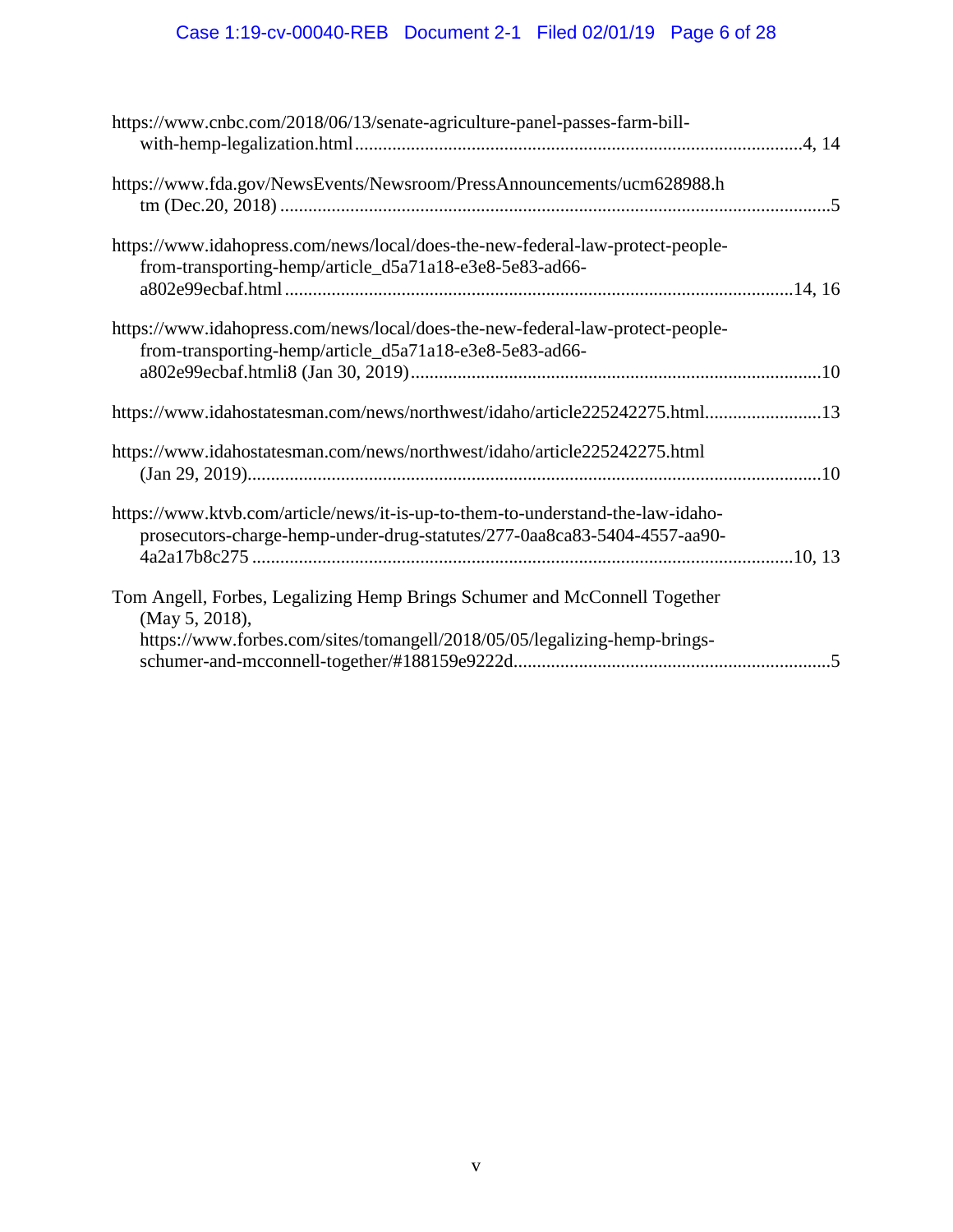https://www.cnbc.com/2018/06/13/senate-agriculture-panel-passes-farm-bill-with-hemp-legalization.html ....................4, 14

https://www.fda.gov/NewsEvents/Newsroom/PressAnnouncements/ucm628988.htm (Dec.20, 2018) ....................5

https://www.idahopress.com/news/local/does-the-new-federal-law-protect-people-from-transporting-hemp/article_d5a71a18-e3e8-5e83-ad66-a802e99ecbaf.html ....................14, 16

https://www.idahopress.com/news/local/does-the-new-federal-law-protect-people-from-transporting-hemp/article_d5a71a18-e3e8-5e83-ad66-a802e99ecbaf.htmli8 (Jan 30, 2019) ....................10

https://www.idahostatesman.com/news/northwest/idaho/article225242275.html....................13

https://www.idahostatesman.com/news/northwest/idaho/article225242275.html (Jan 29, 2019)....................10

https://www.ktvb.com/article/news/it-is-up-to-them-to-understand-the-law-idaho-prosecutors-charge-hemp-under-drug-statutes/277-0aa8ca83-5404-4557-aa90-4a2a17b8c275 ....................10, 13

Tom Angell, Forbes, Legalizing Hemp Brings Schumer and McConnell Together (May 5, 2018), https://www.forbes.com/sites/tomangell/2018/05/05/legalizing-hemp-brings-schumer-and-mcconnell-together/#188159e9222d....................5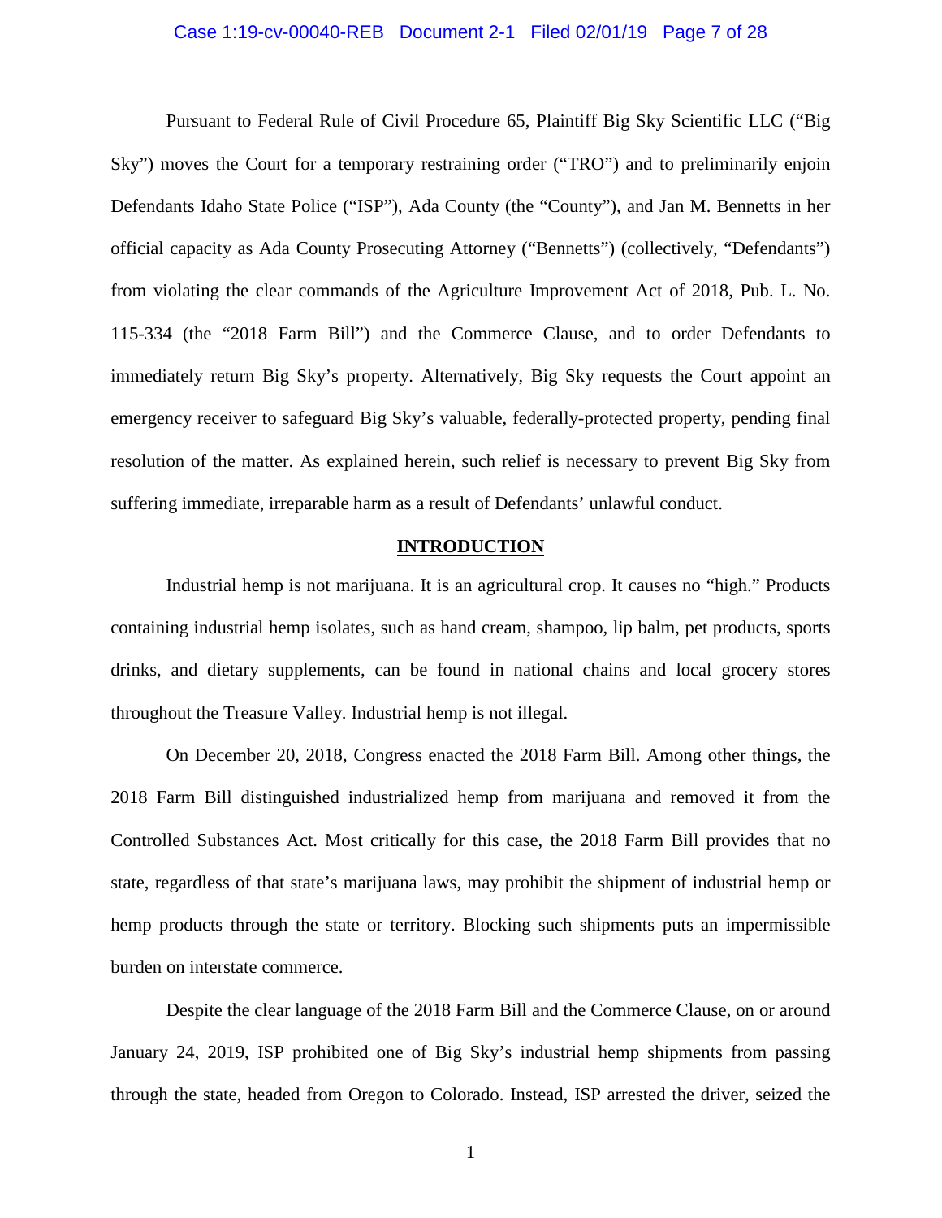Pursuant to Federal Rule of Civil Procedure 65, Plaintiff Big Sky Scientific LLC ("Big Sky") moves the Court for a temporary restraining order ("TRO") and to preliminarily enjoin Defendants Idaho State Police ("ISP"), Ada County (the "County"), and Jan M. Bennetts in her official capacity as Ada County Prosecuting Attorney ("Bennetts") (collectively, "Defendants") from violating the clear commands of the Agriculture Improvement Act of 2018, Pub. L. No. 115-334 (the "2018 Farm Bill") and the Commerce Clause, and to order Defendants to immediately return Big Sky's property. Alternatively, Big Sky requests the Court appoint an emergency receiver to safeguard Big Sky's valuable, federally-protected property, pending final resolution of the matter. As explained herein, such relief is necessary to prevent Big Sky from suffering immediate, irreparable harm as a result of Defendants' unlawful conduct.

## INTRODUCTION

Industrial hemp is not marijuana. It is an agricultural crop. It causes no "high." Products containing industrial hemp isolates, such as hand cream, shampoo, lip balm, pet products, sports drinks, and dietary supplements, can be found in national chains and local grocery stores throughout the Treasure Valley. Industrial hemp is not illegal.

On December 20, 2018, Congress enacted the 2018 Farm Bill. Among other things, the 2018 Farm Bill distinguished industrialized hemp from marijuana and removed it from the Controlled Substances Act. Most critically for this case, the 2018 Farm Bill provides that no state, regardless of that state's marijuana laws, may prohibit the shipment of industrial hemp or hemp products through the state or territory. Blocking such shipments puts an impermissible burden on interstate commerce.

Despite the clear language of the 2018 Farm Bill and the Commerce Clause, on or around January 24, 2019, ISP prohibited one of Big Sky's industrial hemp shipments from passing through the state, headed from Oregon to Colorado. Instead, ISP arrested the driver, seized the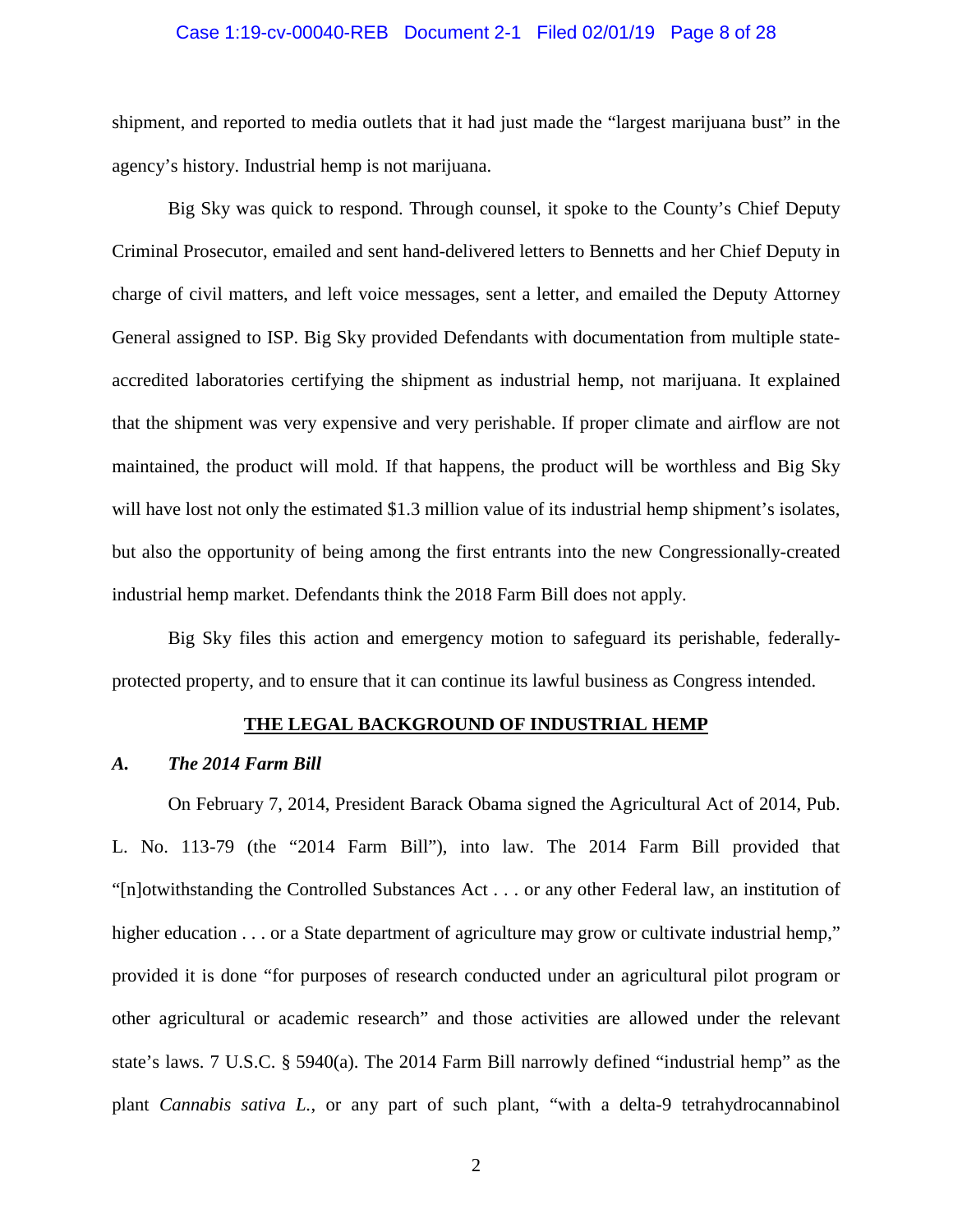shipment, and reported to media outlets that it had just made the "largest marijuana bust" in the agency's history. Industrial hemp is not marijuana.

Big Sky was quick to respond. Through counsel, it spoke to the County's Chief Deputy Criminal Prosecutor, emailed and sent hand-delivered letters to Bennetts and her Chief Deputy in charge of civil matters, and left voice messages, sent a letter, and emailed the Deputy Attorney General assigned to ISP. Big Sky provided Defendants with documentation from multiple state-accredited laboratories certifying the shipment as industrial hemp, not marijuana. It explained that the shipment was very expensive and very perishable. If proper climate and airflow are not maintained, the product will mold. If that happens, the product will be worthless and Big Sky will have lost not only the estimated $1.3 million value of its industrial hemp shipment's isolates, but also the opportunity of being among the first entrants into the new Congressionally-created industrial hemp market. Defendants think the 2018 Farm Bill does not apply.

Big Sky files this action and emergency motion to safeguard its perishable, federally-protected property, and to ensure that it can continue its lawful business as Congress intended.

## THE LEGAL BACKGROUND OF INDUSTRIAL HEMP

### *A. The 2014 Farm Bill*

On February 7, 2014, President Barack Obama signed the Agricultural Act of 2014, Pub. L. No. 113-79 (the "2014 Farm Bill"), into law. The 2014 Farm Bill provided that "[n]otwithstanding the Controlled Substances Act . . . or any other Federal law, an institution of higher education . . . or a State department of agriculture may grow or cultivate industrial hemp," provided it is done "for purposes of research conducted under an agricultural pilot program or other agricultural or academic research" and those activities are allowed under the relevant state's laws. 7 U.S.C. § 5940(a). The 2014 Farm Bill narrowly defined "industrial hemp" as the plant *Cannabis sativa L.*, or any part of such plant, "with a delta-9 tetrahydrocannabinol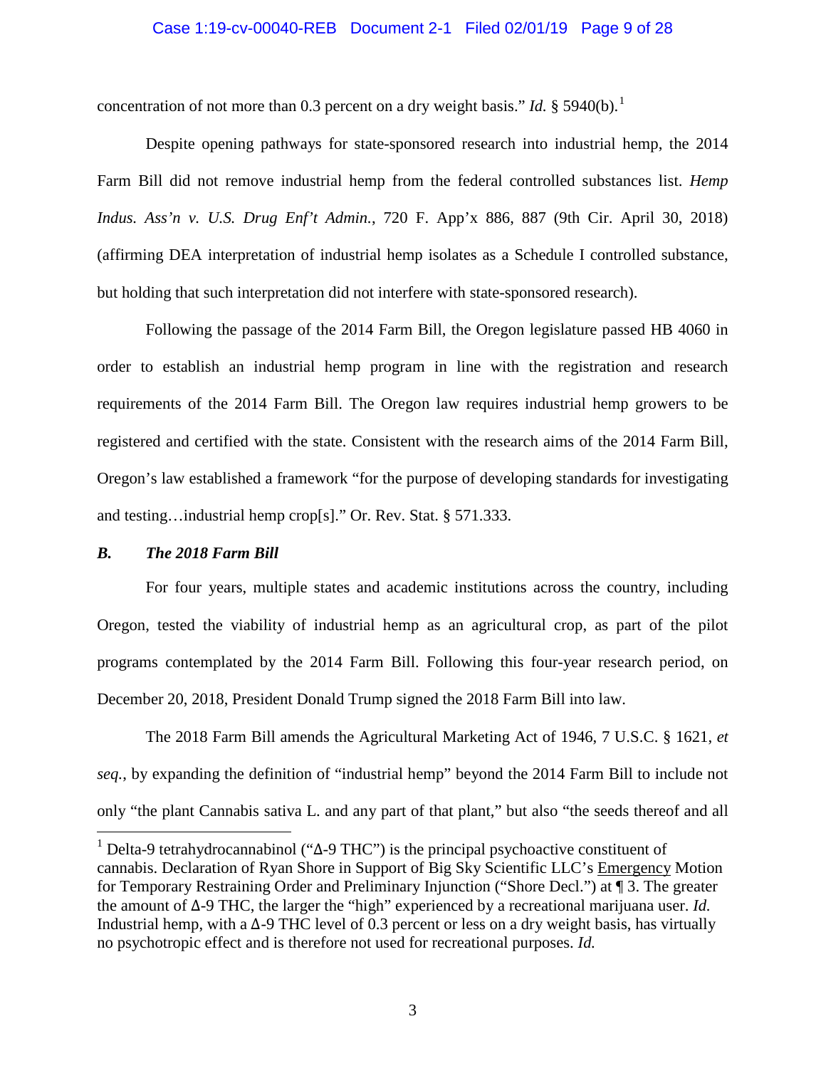concentration of not more than 0.3 percent on a dry weight basis." *Id.* § 5940(b).[1]

Despite opening pathways for state-sponsored research into industrial hemp, the 2014 Farm Bill did not remove industrial hemp from the federal controlled substances list. *Hemp Indus. Ass'n v. U.S. Drug Enf't Admin.*, 720 F. App'x 886, 887 (9th Cir. April 30, 2018) (affirming DEA interpretation of industrial hemp isolates as a Schedule I controlled substance, but holding that such interpretation did not interfere with state-sponsored research).

Following the passage of the 2014 Farm Bill, the Oregon legislature passed HB 4060 in order to establish an industrial hemp program in line with the registration and research requirements of the 2014 Farm Bill. The Oregon law requires industrial hemp growers to be registered and certified with the state. Consistent with the research aims of the 2014 Farm Bill, Oregon's law established a framework "for the purpose of developing standards for investigating and testing…industrial hemp crop[s]." Or. Rev. Stat. § 571.333.

### *B. The 2018 Farm Bill*

For four years, multiple states and academic institutions across the country, including Oregon, tested the viability of industrial hemp as an agricultural crop, as part of the pilot programs contemplated by the 2014 Farm Bill. Following this four-year research period, on December 20, 2018, President Donald Trump signed the 2018 Farm Bill into law.

The 2018 Farm Bill amends the Agricultural Marketing Act of 1946, 7 U.S.C. § 1621, *et seq.*, by expanding the definition of "industrial hemp" beyond the 2014 Farm Bill to include not only "the plant Cannabis sativa L. and any part of that plant," but also "the seeds thereof and all

---

[1] Delta-9 tetrahydrocannabinol ("Δ-9 THC") is the principal psychoactive constituent of cannabis. Declaration of Ryan Shore in Support of Big Sky Scientific LLC's Emergency Motion for Temporary Restraining Order and Preliminary Injunction ("Shore Decl.") at ¶ 3. The greater the amount of Δ-9 THC, the larger the "high" experienced by a recreational marijuana user. *Id.* Industrial hemp, with a Δ-9 THC level of 0.3 percent or less on a dry weight basis, has virtually no psychotropic effect and is therefore not used for recreational purposes. *Id.*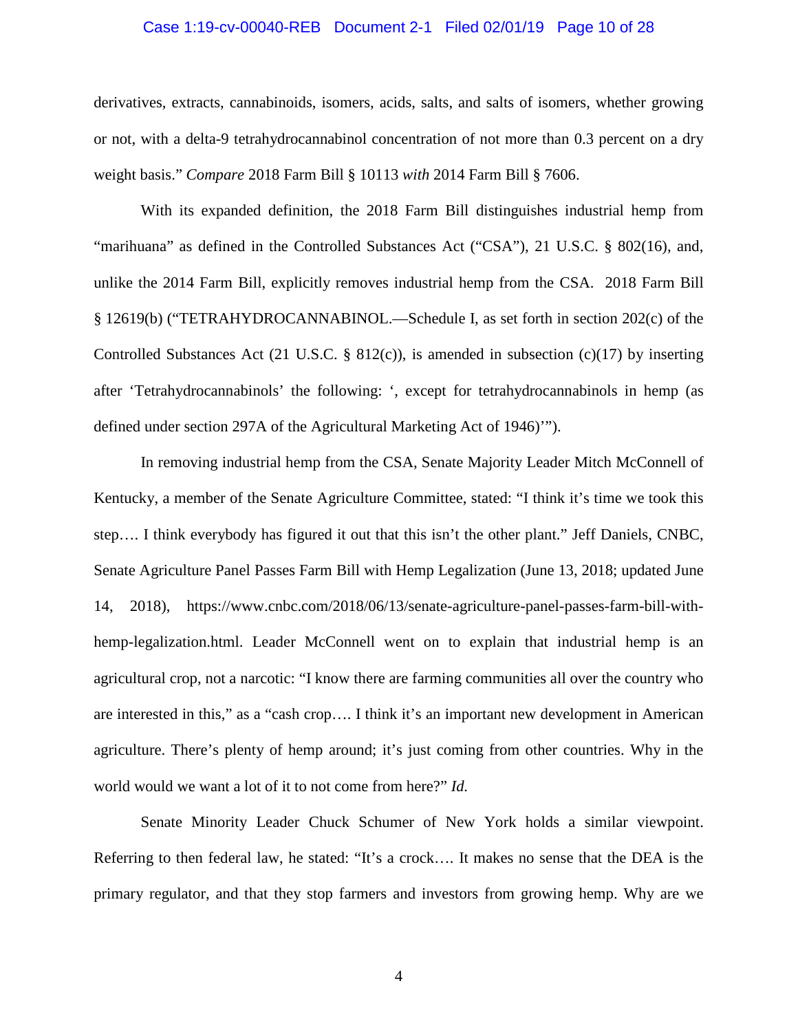derivatives, extracts, cannabinoids, isomers, acids, salts, and salts of isomers, whether growing or not, with a delta-9 tetrahydrocannabinol concentration of not more than 0.3 percent on a dry weight basis." *Compare* 2018 Farm Bill § 10113 *with* 2014 Farm Bill § 7606.

With its expanded definition, the 2018 Farm Bill distinguishes industrial hemp from "marihuana" as defined in the Controlled Substances Act ("CSA"), 21 U.S.C. § 802(16), and, unlike the 2014 Farm Bill, explicitly removes industrial hemp from the CSA. 2018 Farm Bill § 12619(b) ("TETRAHYDROCANNABINOL.—Schedule I, as set forth in section 202(c) of the Controlled Substances Act (21 U.S.C. § 812(c)), is amended in subsection (c)(17) by inserting after 'Tetrahydrocannabinols' the following: ', except for tetrahydrocannabinols in hemp (as defined under section 297A of the Agricultural Marketing Act of 1946)'").

In removing industrial hemp from the CSA, Senate Majority Leader Mitch McConnell of Kentucky, a member of the Senate Agriculture Committee, stated: "I think it's time we took this step…. I think everybody has figured it out that this isn't the other plant." Jeff Daniels, CNBC, Senate Agriculture Panel Passes Farm Bill with Hemp Legalization (June 13, 2018; updated June 14, 2018), https://www.cnbc.com/2018/06/13/senate-agriculture-panel-passes-farm-bill-with-hemp-legalization.html. Leader McConnell went on to explain that industrial hemp is an agricultural crop, not a narcotic: "I know there are farming communities all over the country who are interested in this," as a "cash crop…. I think it's an important new development in American agriculture. There's plenty of hemp around; it's just coming from other countries. Why in the world would we want a lot of it to not come from here?" *Id.*

Senate Minority Leader Chuck Schumer of New York holds a similar viewpoint. Referring to then federal law, he stated: "It's a crock…. It makes no sense that the DEA is the primary regulator, and that they stop farmers and investors from growing hemp. Why are we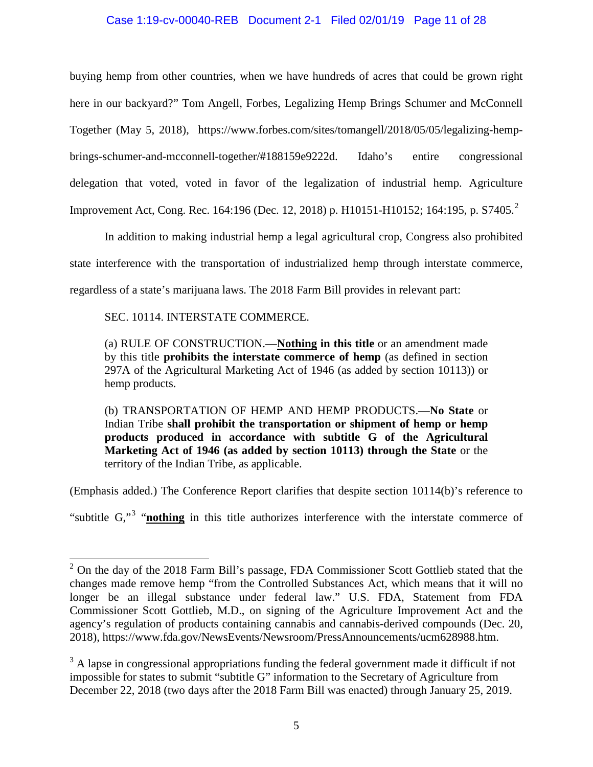buying hemp from other countries, when we have hundreds of acres that could be grown right here in our backyard?" Tom Angell, Forbes, Legalizing Hemp Brings Schumer and McConnell Together (May 5, 2018), https://www.forbes.com/sites/tomangell/2018/05/05/legalizing-hemp-brings-schumer-and-mcconnell-together/#188159e9222d. Idaho's entire congressional delegation that voted, voted in favor of the legalization of industrial hemp. Agriculture Improvement Act, Cong. Rec. 164:196 (Dec. 12, 2018) p. H10151-H10152; 164:195, p. S7405.[2]

In addition to making industrial hemp a legal agricultural crop, Congress also prohibited state interference with the transportation of industrialized hemp through interstate commerce, regardless of a state's marijuana laws. The 2018 Farm Bill provides in relevant part:

> SEC. 10114. INTERSTATE COMMERCE.
>
> (a) RULE OF CONSTRUCTION.—**<u>Nothing</u> in this title** or an amendment made by this title **prohibits the interstate commerce of hemp** (as defined in section 297A of the Agricultural Marketing Act of 1946 (as added by section 10113)) or hemp products.
>
> (b) TRANSPORTATION OF HEMP AND HEMP PRODUCTS.—**No State** or Indian Tribe **shall prohibit the transportation or shipment of hemp or hemp products produced in accordance with subtitle G of the Agricultural Marketing Act of 1946 (as added by section 10113) through the State** or the territory of the Indian Tribe, as applicable.

(Emphasis added.) The Conference Report clarifies that despite section 10114(b)'s reference to "subtitle G,"[3] "**<u>nothing</u>** in this title authorizes interference with the interstate commerce of

---

[2] On the day of the 2018 Farm Bill's passage, FDA Commissioner Scott Gottlieb stated that the changes made remove hemp "from the Controlled Substances Act, which means that it will no longer be an illegal substance under federal law." U.S. FDA, Statement from FDA Commissioner Scott Gottlieb, M.D., on signing of the Agriculture Improvement Act and the agency's regulation of products containing cannabis and cannabis-derived compounds (Dec. 20, 2018), https://www.fda.gov/NewsEvents/Newsroom/PressAnnouncements/ucm628988.htm.

[3] A lapse in congressional appropriations funding the federal government made it difficult if not impossible for states to submit "subtitle G" information to the Secretary of Agriculture from December 22, 2018 (two days after the 2018 Farm Bill was enacted) through January 25, 2019.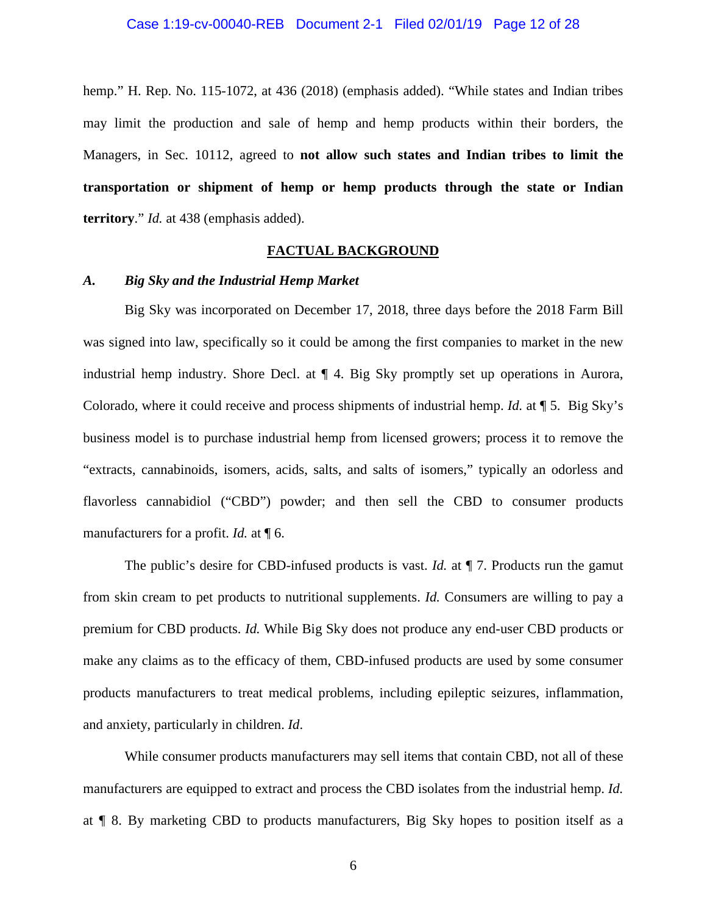hemp." H. Rep. No. 115-1072, at 436 (2018) (emphasis added). "While states and Indian tribes may limit the production and sale of hemp and hemp products within their borders, the Managers, in Sec. 10112, agreed to **not allow such states and Indian tribes to limit the transportation or shipment of hemp or hemp products through the state or Indian territory**." *Id.* at 438 (emphasis added).

## FACTUAL BACKGROUND

### *A. Big Sky and the Industrial Hemp Market*

Big Sky was incorporated on December 17, 2018, three days before the 2018 Farm Bill was signed into law, specifically so it could be among the first companies to market in the new industrial hemp industry. Shore Decl. at ¶ 4. Big Sky promptly set up operations in Aurora, Colorado, where it could receive and process shipments of industrial hemp. *Id.* at ¶ 5. Big Sky's business model is to purchase industrial hemp from licensed growers; process it to remove the "extracts, cannabinoids, isomers, acids, salts, and salts of isomers," typically an odorless and flavorless cannabidiol ("CBD") powder; and then sell the CBD to consumer products manufacturers for a profit. *Id.* at ¶ 6.

The public's desire for CBD-infused products is vast. *Id.* at ¶ 7. Products run the gamut from skin cream to pet products to nutritional supplements. *Id.* Consumers are willing to pay a premium for CBD products. *Id.* While Big Sky does not produce any end-user CBD products or make any claims as to the efficacy of them, CBD-infused products are used by some consumer products manufacturers to treat medical problems, including epileptic seizures, inflammation, and anxiety, particularly in children. *Id*.

While consumer products manufacturers may sell items that contain CBD, not all of these manufacturers are equipped to extract and process the CBD isolates from the industrial hemp. *Id.* at ¶ 8. By marketing CBD to products manufacturers, Big Sky hopes to position itself as a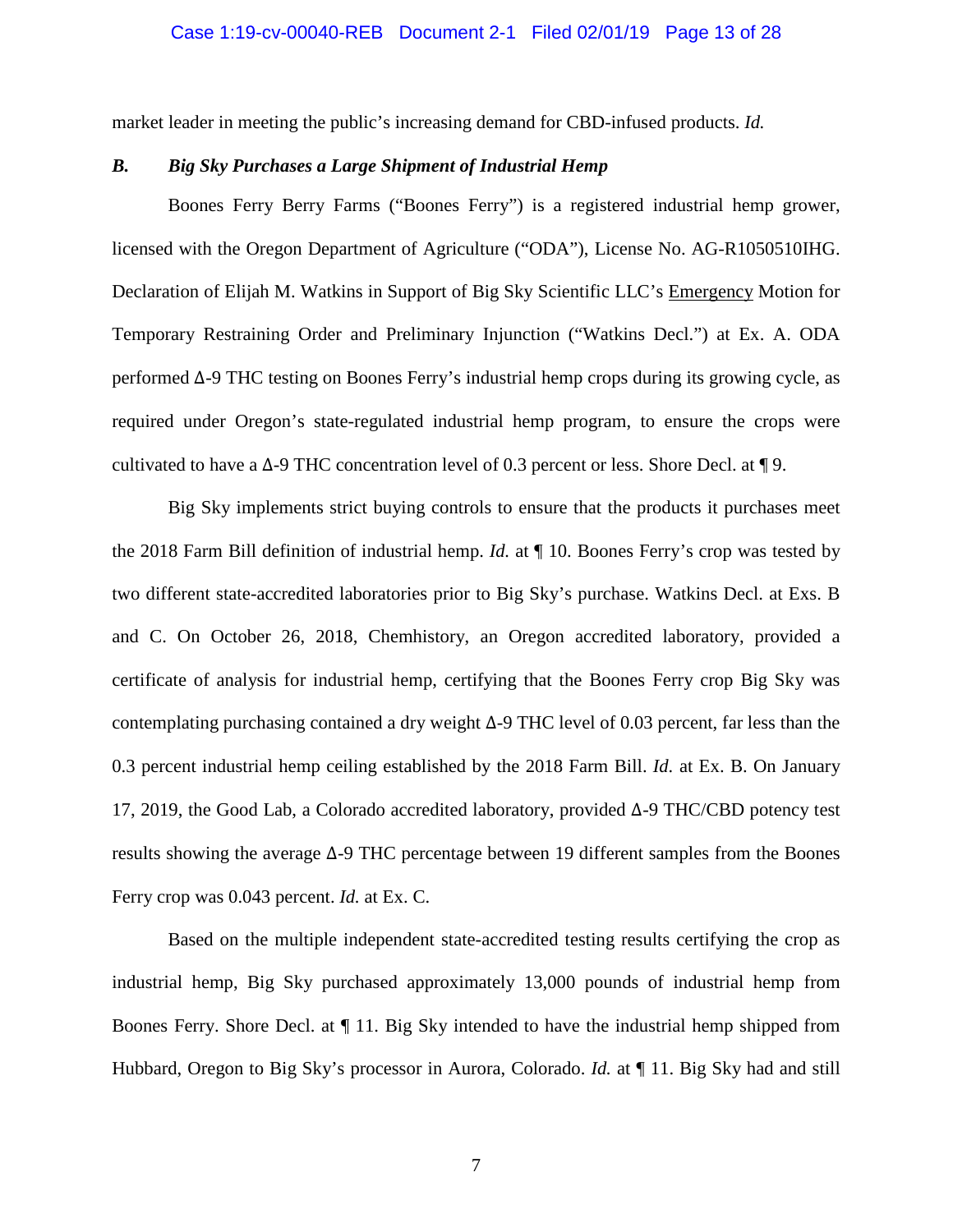market leader in meeting the public's increasing demand for CBD-infused products. *Id.*

### *B. Big Sky Purchases a Large Shipment of Industrial Hemp*

Boones Ferry Berry Farms ("Boones Ferry") is a registered industrial hemp grower, licensed with the Oregon Department of Agriculture ("ODA"), License No. AG-R1050510IHG. Declaration of Elijah M. Watkins in Support of Big Sky Scientific LLC's <u>Emergency</u> Motion for Temporary Restraining Order and Preliminary Injunction ("Watkins Decl.") at Ex. A. ODA performed Δ-9 THC testing on Boones Ferry's industrial hemp crops during its growing cycle, as required under Oregon's state-regulated industrial hemp program, to ensure the crops were cultivated to have a Δ-9 THC concentration level of 0.3 percent or less. Shore Decl. at ¶ 9.

Big Sky implements strict buying controls to ensure that the products it purchases meet the 2018 Farm Bill definition of industrial hemp. *Id.* at ¶ 10. Boones Ferry's crop was tested by two different state-accredited laboratories prior to Big Sky's purchase. Watkins Decl. at Exs. B and C. On October 26, 2018, Chemhistory, an Oregon accredited laboratory, provided a certificate of analysis for industrial hemp, certifying that the Boones Ferry crop Big Sky was contemplating purchasing contained a dry weight Δ-9 THC level of 0.03 percent, far less than the 0.3 percent industrial hemp ceiling established by the 2018 Farm Bill. *Id.* at Ex. B. On January 17, 2019, the Good Lab, a Colorado accredited laboratory, provided Δ-9 THC/CBD potency test results showing the average Δ-9 THC percentage between 19 different samples from the Boones Ferry crop was 0.043 percent. *Id.* at Ex. C.

Based on the multiple independent state-accredited testing results certifying the crop as industrial hemp, Big Sky purchased approximately 13,000 pounds of industrial hemp from Boones Ferry. Shore Decl. at ¶ 11. Big Sky intended to have the industrial hemp shipped from Hubbard, Oregon to Big Sky's processor in Aurora, Colorado. *Id.* at ¶ 11. Big Sky had and still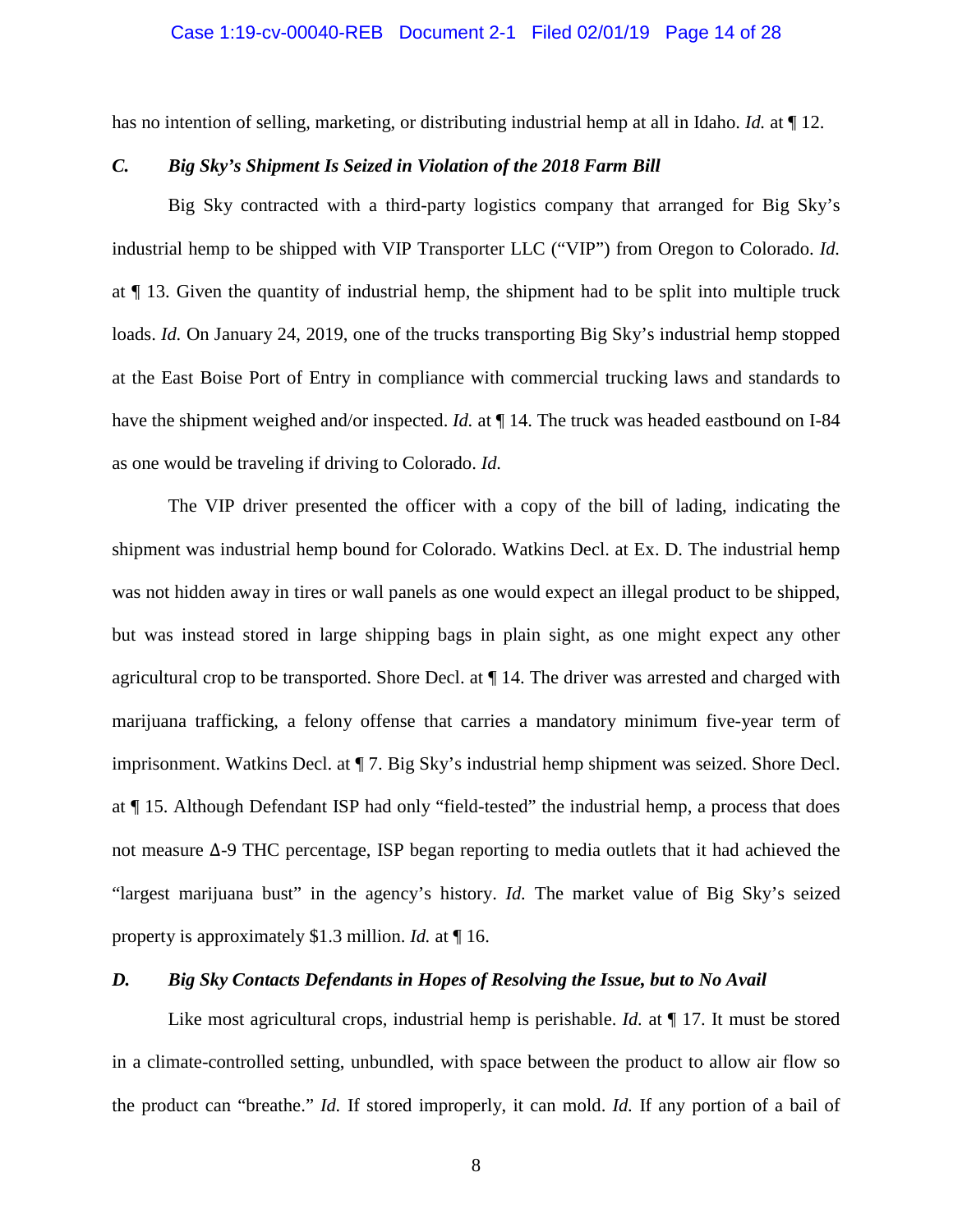has no intention of selling, marketing, or distributing industrial hemp at all in Idaho. *Id.* at ¶ 12.

### *C. Big Sky's Shipment Is Seized in Violation of the 2018 Farm Bill*

Big Sky contracted with a third-party logistics company that arranged for Big Sky's industrial hemp to be shipped with VIP Transporter LLC ("VIP") from Oregon to Colorado. *Id.* at ¶ 13. Given the quantity of industrial hemp, the shipment had to be split into multiple truck loads. *Id.* On January 24, 2019, one of the trucks transporting Big Sky's industrial hemp stopped at the East Boise Port of Entry in compliance with commercial trucking laws and standards to have the shipment weighed and/or inspected. *Id.* at ¶ 14. The truck was headed eastbound on I-84 as one would be traveling if driving to Colorado. *Id.*

The VIP driver presented the officer with a copy of the bill of lading, indicating the shipment was industrial hemp bound for Colorado. Watkins Decl. at Ex. D. The industrial hemp was not hidden away in tires or wall panels as one would expect an illegal product to be shipped, but was instead stored in large shipping bags in plain sight, as one might expect any other agricultural crop to be transported. Shore Decl. at ¶ 14. The driver was arrested and charged with marijuana trafficking, a felony offense that carries a mandatory minimum five-year term of imprisonment. Watkins Decl. at ¶ 7. Big Sky's industrial hemp shipment was seized. Shore Decl. at ¶ 15. Although Defendant ISP had only "field-tested" the industrial hemp, a process that does not measure Δ-9 THC percentage, ISP began reporting to media outlets that it had achieved the "largest marijuana bust" in the agency's history. *Id.* The market value of Big Sky's seized property is approximately $1.3 million. *Id.* at ¶ 16.

### *D. Big Sky Contacts Defendants in Hopes of Resolving the Issue, but to No Avail*

Like most agricultural crops, industrial hemp is perishable. *Id.* at ¶ 17. It must be stored in a climate-controlled setting, unbundled, with space between the product to allow air flow so the product can "breathe." *Id.* If stored improperly, it can mold. *Id.* If any portion of a bail of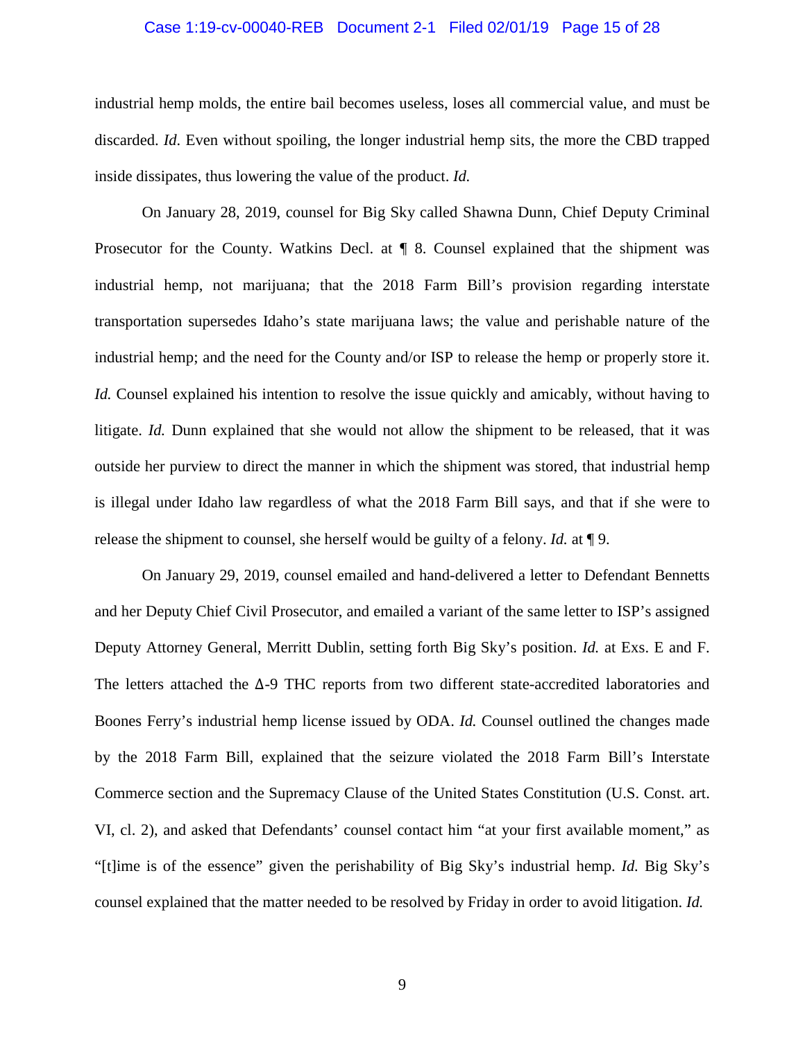industrial hemp molds, the entire bail becomes useless, loses all commercial value, and must be discarded. *Id.* Even without spoiling, the longer industrial hemp sits, the more the CBD trapped inside dissipates, thus lowering the value of the product. *Id.*

On January 28, 2019, counsel for Big Sky called Shawna Dunn, Chief Deputy Criminal Prosecutor for the County. Watkins Decl. at ¶ 8. Counsel explained that the shipment was industrial hemp, not marijuana; that the 2018 Farm Bill's provision regarding interstate transportation supersedes Idaho's state marijuana laws; the value and perishable nature of the industrial hemp; and the need for the County and/or ISP to release the hemp or properly store it. *Id.* Counsel explained his intention to resolve the issue quickly and amicably, without having to litigate. *Id.* Dunn explained that she would not allow the shipment to be released, that it was outside her purview to direct the manner in which the shipment was stored, that industrial hemp is illegal under Idaho law regardless of what the 2018 Farm Bill says, and that if she were to release the shipment to counsel, she herself would be guilty of a felony. *Id.* at ¶ 9.

On January 29, 2019, counsel emailed and hand-delivered a letter to Defendant Bennetts and her Deputy Chief Civil Prosecutor, and emailed a variant of the same letter to ISP's assigned Deputy Attorney General, Merritt Dublin, setting forth Big Sky's position. *Id.* at Exs. E and F. The letters attached the Δ-9 THC reports from two different state-accredited laboratories and Boones Ferry's industrial hemp license issued by ODA. *Id.* Counsel outlined the changes made by the 2018 Farm Bill, explained that the seizure violated the 2018 Farm Bill's Interstate Commerce section and the Supremacy Clause of the United States Constitution (U.S. Const. art. VI, cl. 2), and asked that Defendants' counsel contact him "at your first available moment," as "[t]ime is of the essence" given the perishability of Big Sky's industrial hemp. *Id.* Big Sky's counsel explained that the matter needed to be resolved by Friday in order to avoid litigation. *Id.*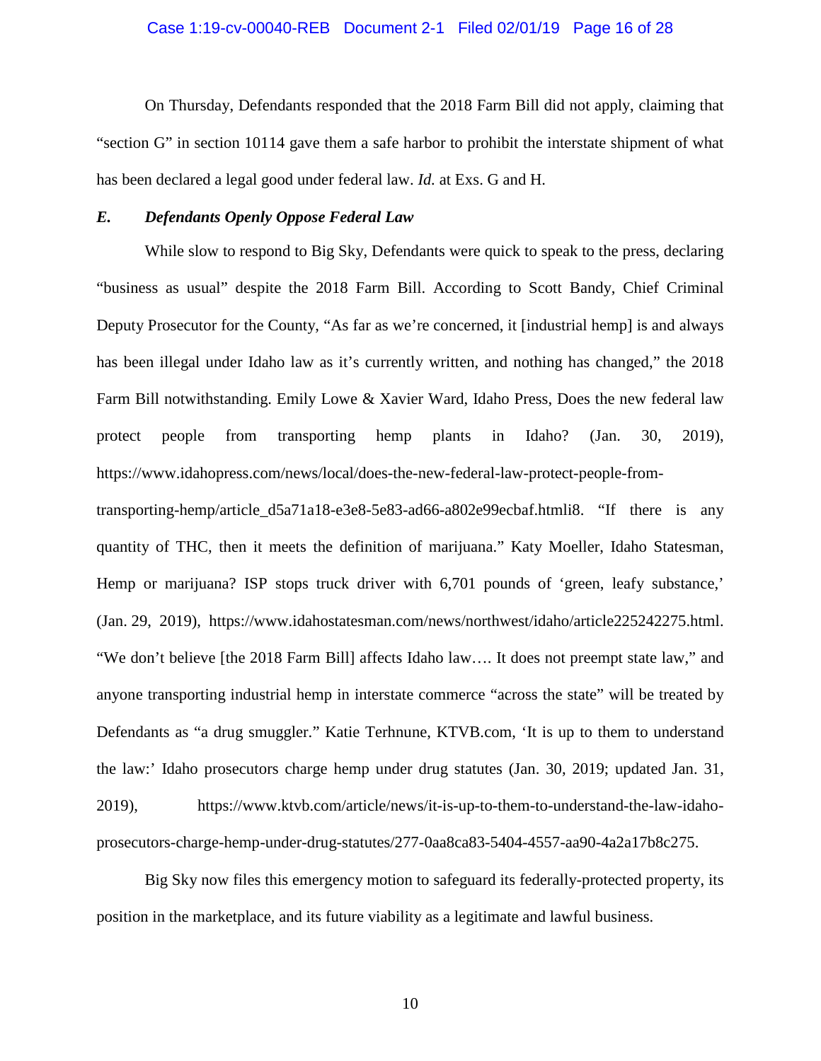On Thursday, Defendants responded that the 2018 Farm Bill did not apply, claiming that "section G" in section 10114 gave them a safe harbor to prohibit the interstate shipment of what has been declared a legal good under federal law. *Id.* at Exs. G and H.

### *E. Defendants Openly Oppose Federal Law*

While slow to respond to Big Sky, Defendants were quick to speak to the press, declaring "business as usual" despite the 2018 Farm Bill. According to Scott Bandy, Chief Criminal Deputy Prosecutor for the County, "As far as we're concerned, it [industrial hemp] is and always has been illegal under Idaho law as it's currently written, and nothing has changed," the 2018 Farm Bill notwithstanding. Emily Lowe & Xavier Ward, Idaho Press, Does the new federal law protect people from transporting hemp plants in Idaho? (Jan. 30, 2019), https://www.idahopress.com/news/local/does-the-new-federal-law-protect-people-from-transporting-hemp/article_d5a71a18-e3e8-5e83-ad66-a802e99ecbaf.htmli8. "If there is any quantity of THC, then it meets the definition of marijuana." Katy Moeller, Idaho Statesman, Hemp or marijuana? ISP stops truck driver with 6,701 pounds of 'green, leafy substance,' (Jan. 29, 2019), https://www.idahostatesman.com/news/northwest/idaho/article225242275.html. "We don't believe [the 2018 Farm Bill] affects Idaho law…. It does not preempt state law," and anyone transporting industrial hemp in interstate commerce "across the state" will be treated by Defendants as "a drug smuggler." Katie Terhnune, KTVB.com, 'It is up to them to understand the law:' Idaho prosecutors charge hemp under drug statutes (Jan. 30, 2019; updated Jan. 31, 2019), https://www.ktvb.com/article/news/it-is-up-to-them-to-understand-the-law-idaho-prosecutors-charge-hemp-under-drug-statutes/277-0aa8ca83-5404-4557-aa90-4a2a17b8c275.

Big Sky now files this emergency motion to safeguard its federally-protected property, its position in the marketplace, and its future viability as a legitimate and lawful business.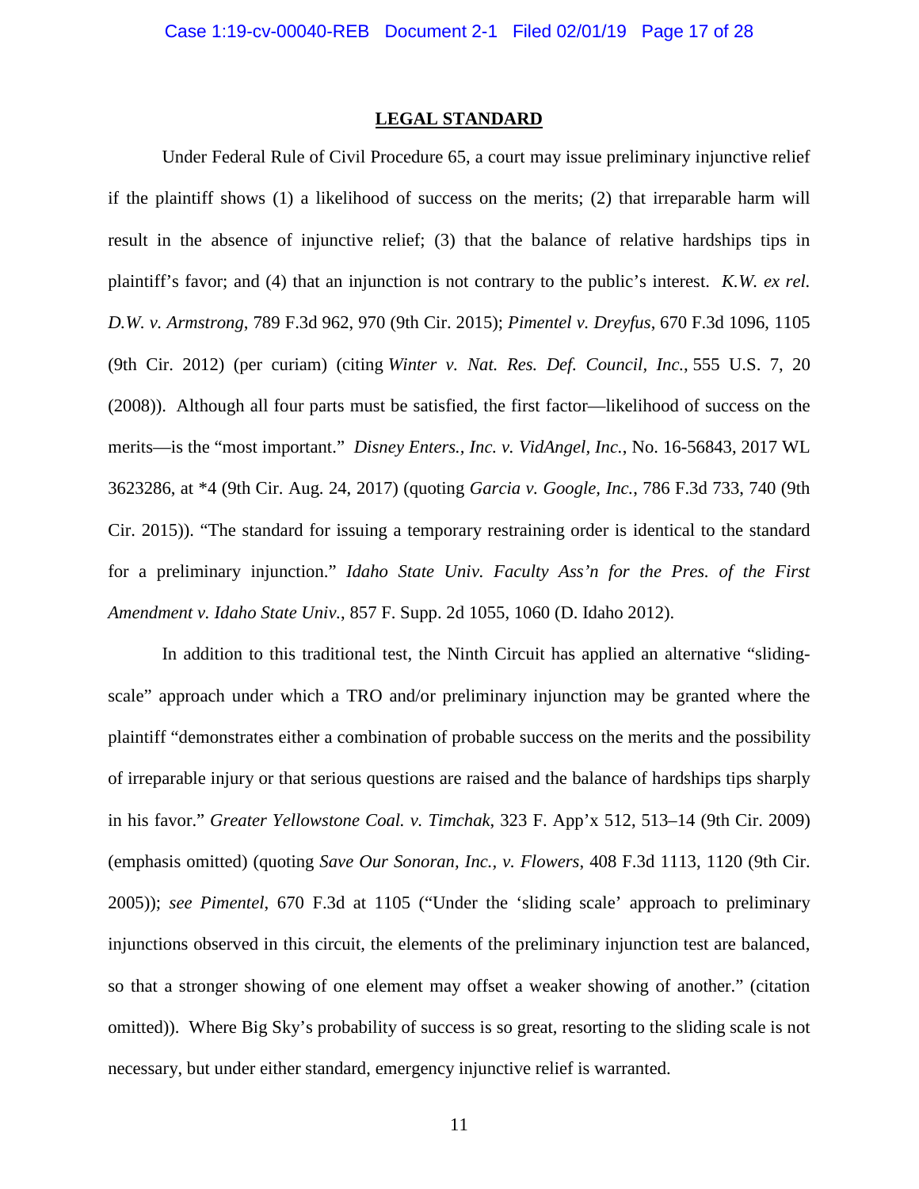## LEGAL STANDARD

Under Federal Rule of Civil Procedure 65, a court may issue preliminary injunctive relief if the plaintiff shows (1) a likelihood of success on the merits; (2) that irreparable harm will result in the absence of injunctive relief; (3) that the balance of relative hardships tips in plaintiff's favor; and (4) that an injunction is not contrary to the public's interest. *K.W. ex rel. D.W. v. Armstrong*, 789 F.3d 962, 970 (9th Cir. 2015); *Pimentel v. Dreyfus*, 670 F.3d 1096, 1105 (9th Cir. 2012) (per curiam) (citing *Winter v. Nat. Res. Def. Council, Inc.*, 555 U.S. 7, 20 (2008)). Although all four parts must be satisfied, the first factor—likelihood of success on the merits—is the "most important." *Disney Enters., Inc. v. VidAngel, Inc.*, No. 16-56843, 2017 WL 3623286, at *4 (9th Cir. Aug. 24, 2017) (quoting *Garcia v. Google, Inc.*, 786 F.3d 733, 740 (9th Cir. 2015)). "The standard for issuing a temporary restraining order is identical to the standard for a preliminary injunction." *Idaho State Univ. Faculty Ass'n for the Pres. of the First Amendment v. Idaho State Univ.*, 857 F. Supp. 2d 1055, 1060 (D. Idaho 2012).

In addition to this traditional test, the Ninth Circuit has applied an alternative "sliding-scale" approach under which a TRO and/or preliminary injunction may be granted where the plaintiff "demonstrates either a combination of probable success on the merits and the possibility of irreparable injury or that serious questions are raised and the balance of hardships tips sharply in his favor." *Greater Yellowstone Coal. v. Timchak*, 323 F. App'x 512, 513–14 (9th Cir. 2009) (emphasis omitted) (quoting *Save Our Sonoran, Inc., v. Flowers*, 408 F.3d 1113, 1120 (9th Cir. 2005)); *see Pimentel*, 670 F.3d at 1105 ("Under the 'sliding scale' approach to preliminary injunctions observed in this circuit, the elements of the preliminary injunction test are balanced, so that a stronger showing of one element may offset a weaker showing of another." (citation omitted)). Where Big Sky's probability of success is so great, resorting to the sliding scale is not necessary, but under either standard, emergency injunctive relief is warranted.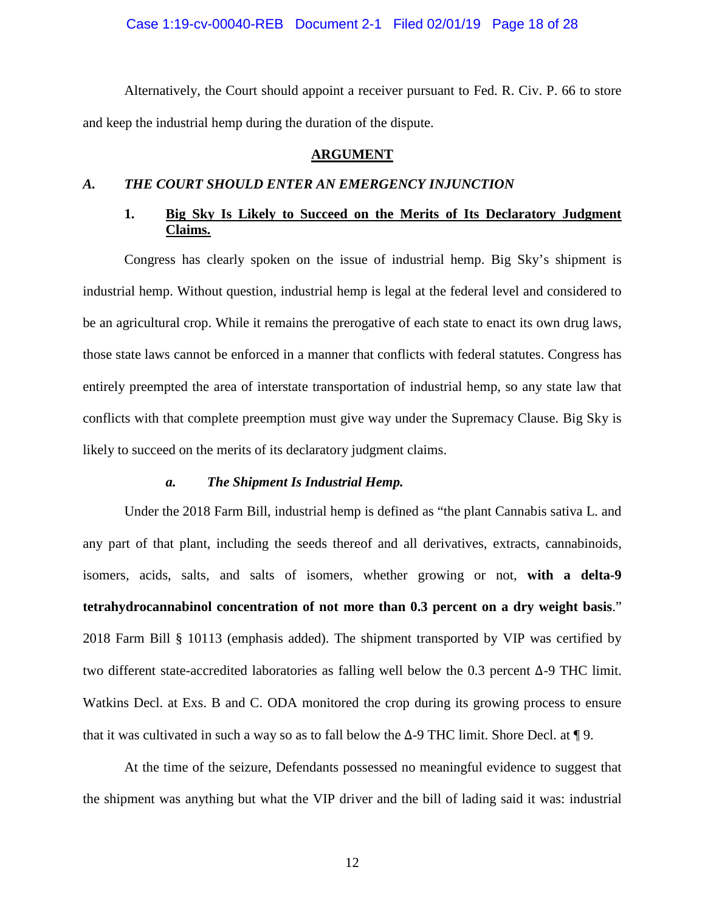Alternatively, the Court should appoint a receiver pursuant to Fed. R. Civ. P. 66 to store and keep the industrial hemp during the duration of the dispute.

## ARGUMENT

### *A. THE COURT SHOULD ENTER AN EMERGENCY INJUNCTION*

#### 1. Big Sky Is Likely to Succeed on the Merits of Its Declaratory Judgment Claims.

Congress has clearly spoken on the issue of industrial hemp. Big Sky's shipment is industrial hemp. Without question, industrial hemp is legal at the federal level and considered to be an agricultural crop. While it remains the prerogative of each state to enact its own drug laws, those state laws cannot be enforced in a manner that conflicts with federal statutes. Congress has entirely preempted the area of interstate transportation of industrial hemp, so any state law that conflicts with that complete preemption must give way under the Supremacy Clause. Big Sky is likely to succeed on the merits of its declaratory judgment claims.

##### *a. The Shipment Is Industrial Hemp.*

Under the 2018 Farm Bill, industrial hemp is defined as "the plant Cannabis sativa L. and any part of that plant, including the seeds thereof and all derivatives, extracts, cannabinoids, isomers, acids, salts, and salts of isomers, whether growing or not, **with a delta-9 tetrahydrocannabinol concentration of not more than 0.3 percent on a dry weight basis**." 2018 Farm Bill § 10113 (emphasis added). The shipment transported by VIP was certified by two different state-accredited laboratories as falling well below the 0.3 percent Δ-9 THC limit. Watkins Decl. at Exs. B and C. ODA monitored the crop during its growing process to ensure that it was cultivated in such a way so as to fall below the Δ-9 THC limit. Shore Decl. at ¶ 9.

At the time of the seizure, Defendants possessed no meaningful evidence to suggest that the shipment was anything but what the VIP driver and the bill of lading said it was: industrial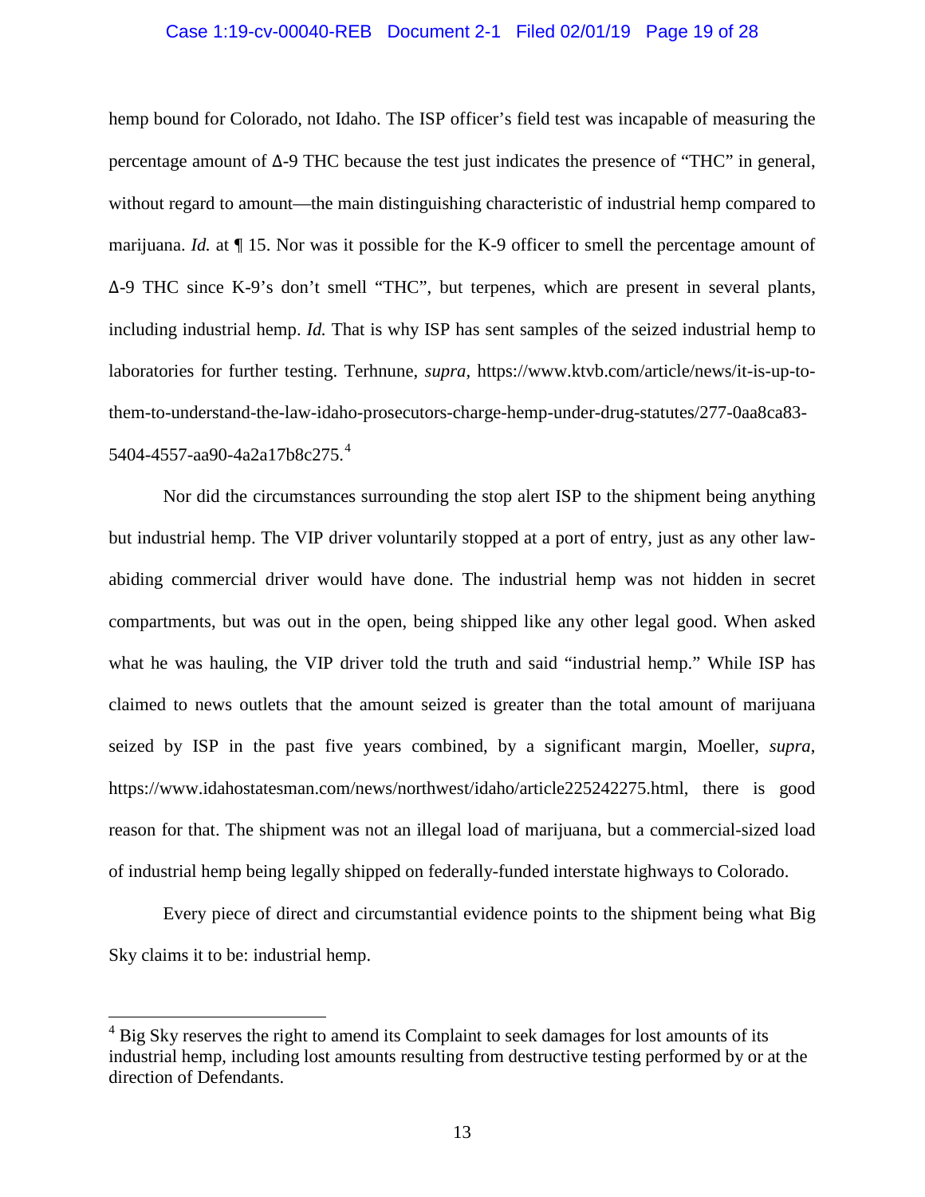hemp bound for Colorado, not Idaho. The ISP officer's field test was incapable of measuring the percentage amount of Δ-9 THC because the test just indicates the presence of "THC" in general, without regard to amount—the main distinguishing characteristic of industrial hemp compared to marijuana. *Id.* at ¶ 15. Nor was it possible for the K-9 officer to smell the percentage amount of Δ-9 THC since K-9's don't smell "THC", but terpenes, which are present in several plants, including industrial hemp. *Id.* That is why ISP has sent samples of the seized industrial hemp to laboratories for further testing. Terhnune, *supra*, https://www.ktvb.com/article/news/it-is-up-to-them-to-understand-the-law-idaho-prosecutors-charge-hemp-under-drug-statutes/277-0aa8ca83-5404-4557-aa90-4a2a17b8c275.[4]

Nor did the circumstances surrounding the stop alert ISP to the shipment being anything but industrial hemp. The VIP driver voluntarily stopped at a port of entry, just as any other law-abiding commercial driver would have done. The industrial hemp was not hidden in secret compartments, but was out in the open, being shipped like any other legal good. When asked what he was hauling, the VIP driver told the truth and said "industrial hemp." While ISP has claimed to news outlets that the amount seized is greater than the total amount of marijuana seized by ISP in the past five years combined, by a significant margin, Moeller, *supra*, https://www.idahostatesman.com/news/northwest/idaho/article225242275.html, there is good reason for that. The shipment was not an illegal load of marijuana, but a commercial-sized load of industrial hemp being legally shipped on federally-funded interstate highways to Colorado.

Every piece of direct and circumstantial evidence points to the shipment being what Big Sky claims it to be: industrial hemp.

---

[4] Big Sky reserves the right to amend its Complaint to seek damages for lost amounts of its industrial hemp, including lost amounts resulting from destructive testing performed by or at the direction of Defendants.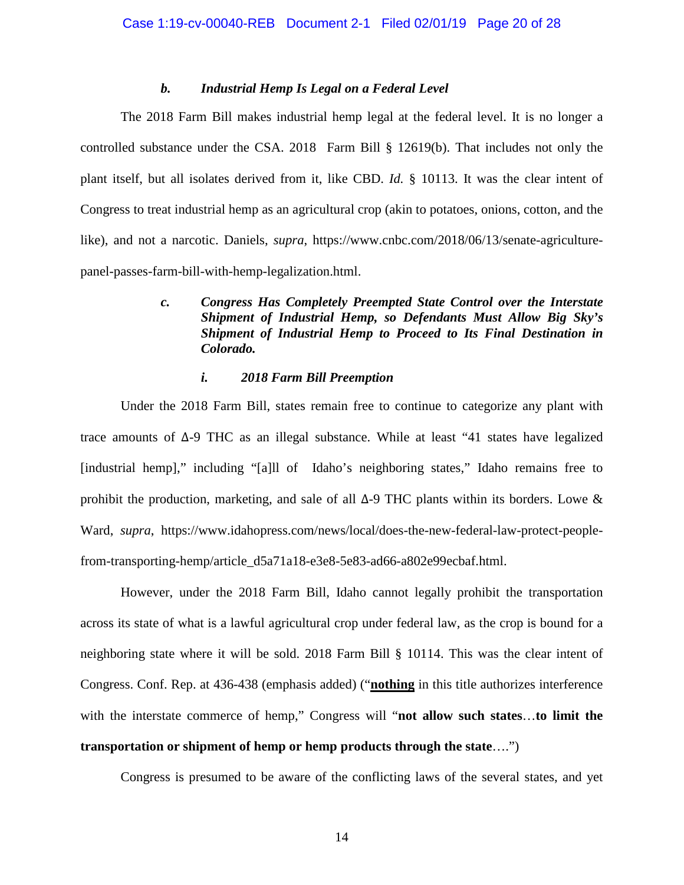#### *b. Industrial Hemp Is Legal on a Federal Level*

The 2018 Farm Bill makes industrial hemp legal at the federal level. It is no longer a controlled substance under the CSA. 2018 Farm Bill § 12619(b). That includes not only the plant itself, but all isolates derived from it, like CBD. *Id.* § 10113. It was the clear intent of Congress to treat industrial hemp as an agricultural crop (akin to potatoes, onions, cotton, and the like), and not a narcotic. Daniels, *supra*, https://www.cnbc.com/2018/06/13/senate-agriculture-panel-passes-farm-bill-with-hemp-legalization.html.

#### *c. Congress Has Completely Preempted State Control over the Interstate Shipment of Industrial Hemp, so Defendants Must Allow Big Sky's Shipment of Industrial Hemp to Proceed to Its Final Destination in Colorado.*

##### *i. 2018 Farm Bill Preemption*

Under the 2018 Farm Bill, states remain free to continue to categorize any plant with trace amounts of Δ-9 THC as an illegal substance. While at least "41 states have legalized [industrial hemp]," including "[a]ll of Idaho's neighboring states," Idaho remains free to prohibit the production, marketing, and sale of all Δ-9 THC plants within its borders. Lowe & Ward, *supra*, https://www.idahopress.com/news/local/does-the-new-federal-law-protect-people-from-transporting-hemp/article_d5a71a18-e3e8-5e83-ad66-a802e99ecbaf.html.

However, under the 2018 Farm Bill, Idaho cannot legally prohibit the transportation across its state of what is a lawful agricultural crop under federal law, as the crop is bound for a neighboring state where it will be sold. 2018 Farm Bill § 10114. This was the clear intent of Congress. Conf. Rep. at 436-438 (emphasis added) ("**<u>nothing</u>** in this title authorizes interference with the interstate commerce of hemp," Congress will "**not allow such states**…**to limit the transportation or shipment of hemp or hemp products through the state**….")

Congress is presumed to be aware of the conflicting laws of the several states, and yet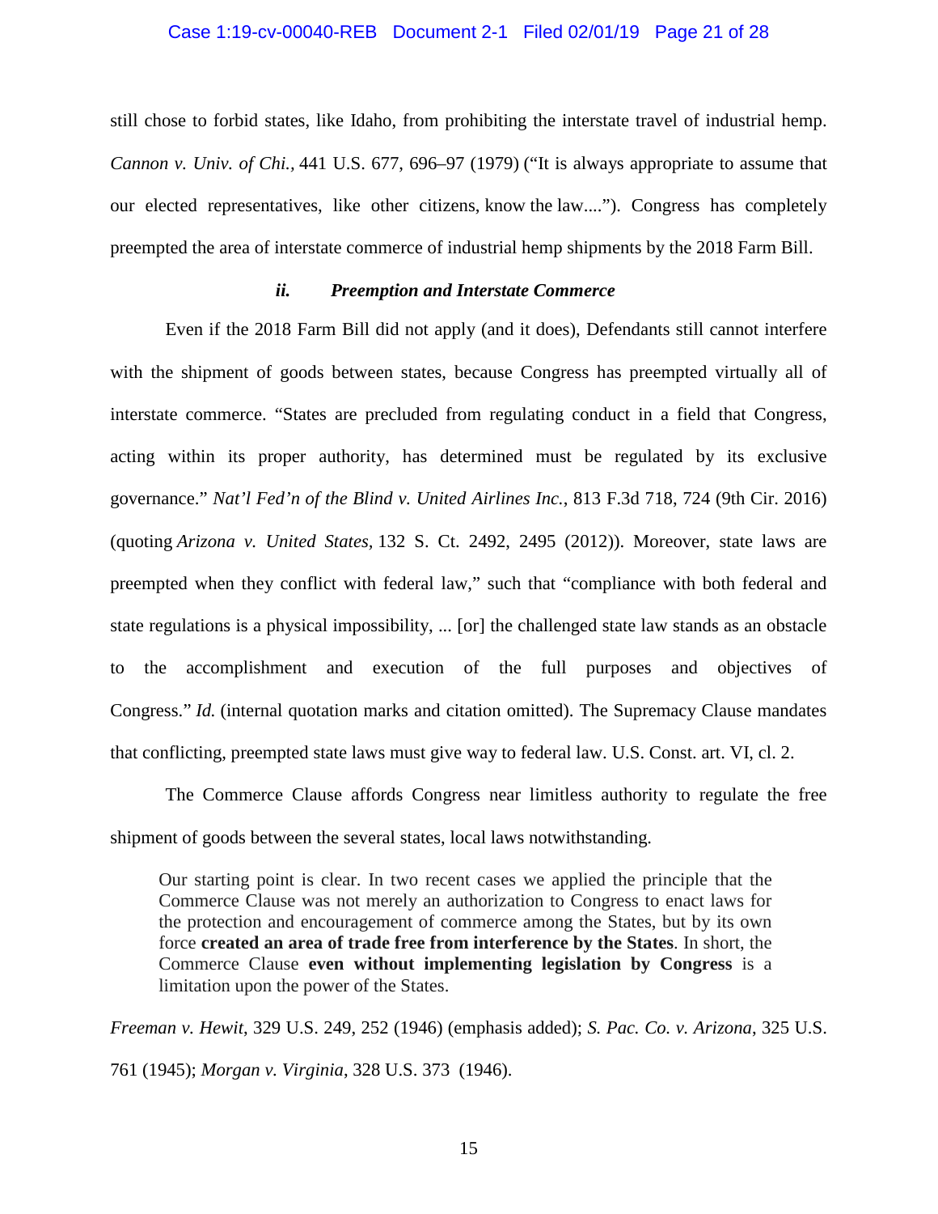still chose to forbid states, like Idaho, from prohibiting the interstate travel of industrial hemp. *Cannon v. Univ. of Chi.*, 441 U.S. 677, 696–97 (1979) ("It is always appropriate to assume that our elected representatives, like other citizens, know the law...."). Congress has completely preempted the area of interstate commerce of industrial hemp shipments by the 2018 Farm Bill.

### *ii. Preemption and Interstate Commerce*

Even if the 2018 Farm Bill did not apply (and it does), Defendants still cannot interfere with the shipment of goods between states, because Congress has preempted virtually all of interstate commerce. "States are precluded from regulating conduct in a field that Congress, acting within its proper authority, has determined must be regulated by its exclusive governance." *Nat'l Fed'n of the Blind v. United Airlines Inc.*, 813 F.3d 718, 724 (9th Cir. 2016) (quoting *Arizona v. United States,* 132 S. Ct. 2492, 2495 (2012)). Moreover, state laws are preempted when they conflict with federal law," such that "compliance with both federal and state regulations is a physical impossibility, ... [or] the challenged state law stands as an obstacle to the accomplishment and execution of the full purposes and objectives of Congress." *Id.* (internal quotation marks and citation omitted). The Supremacy Clause mandates that conflicting, preempted state laws must give way to federal law. U.S. Const. art. VI, cl. 2.

The Commerce Clause affords Congress near limitless authority to regulate the free shipment of goods between the several states, local laws notwithstanding.

> Our starting point is clear. In two recent cases we applied the principle that the Commerce Clause was not merely an authorization to Congress to enact laws for the protection and encouragement of commerce among the States, but by its own force **created an area of trade free from interference by the States**. In short, the Commerce Clause **even without implementing legislation by Congress** is a limitation upon the power of the States.

*Freeman v. Hewit*, 329 U.S. 249, 252 (1946) (emphasis added); *S. Pac. Co. v. Arizona*, 325 U.S. 761 (1945); *Morgan v. Virginia*, 328 U.S. 373 (1946).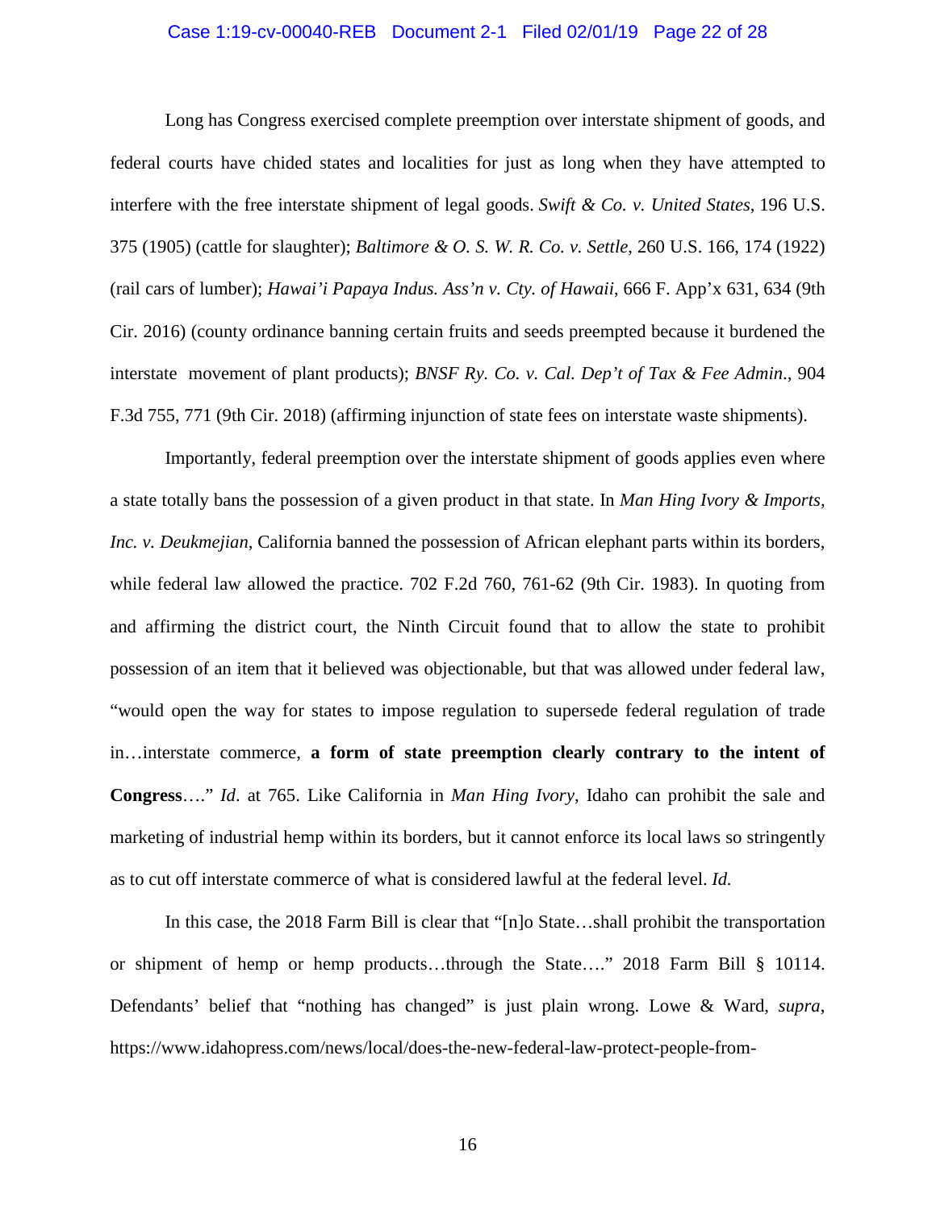Long has Congress exercised complete preemption over interstate shipment of goods, and federal courts have chided states and localities for just as long when they have attempted to interfere with the free interstate shipment of legal goods. *Swift & Co. v. United States*, 196 U.S. 375 (1905) (cattle for slaughter); *Baltimore & O. S. W. R. Co. v. Settle*, 260 U.S. 166, 174 (1922) (rail cars of lumber); *Hawai'i Papaya Indus. Ass'n v. Cty. of Hawaii*, 666 F. App'x 631, 634 (9th Cir. 2016) (county ordinance banning certain fruits and seeds preempted because it burdened the interstate movement of plant products); *BNSF Ry. Co. v. Cal. Dep't of Tax & Fee Admin.*, 904 F.3d 755, 771 (9th Cir. 2018) (affirming injunction of state fees on interstate waste shipments).

Importantly, federal preemption over the interstate shipment of goods applies even where a state totally bans the possession of a given product in that state. In *Man Hing Ivory & Imports, Inc. v. Deukmejian*, California banned the possession of African elephant parts within its borders, while federal law allowed the practice. 702 F.2d 760, 761-62 (9th Cir. 1983). In quoting from and affirming the district court, the Ninth Circuit found that to allow the state to prohibit possession of an item that it believed was objectionable, but that was allowed under federal law, "would open the way for states to impose regulation to supersede federal regulation of trade in…interstate commerce, **a form of state preemption clearly contrary to the intent of Congress**…." *Id*. at 765. Like California in *Man Hing Ivory*, Idaho can prohibit the sale and marketing of industrial hemp within its borders, but it cannot enforce its local laws so stringently as to cut off interstate commerce of what is considered lawful at the federal level. *Id.*

In this case, the 2018 Farm Bill is clear that "[n]o State…shall prohibit the transportation or shipment of hemp or hemp products…through the State…." 2018 Farm Bill § 10114. Defendants' belief that "nothing has changed" is just plain wrong. Lowe & Ward, *supra*, https://www.idahopress.com/news/local/does-the-new-federal-law-protect-people-from-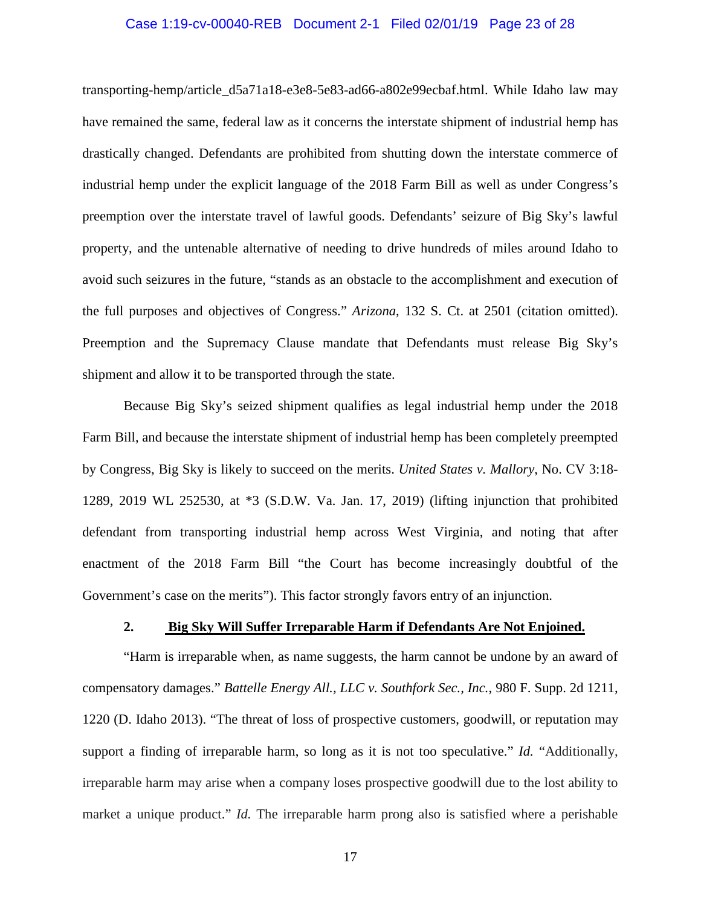transporting-hemp/article_d5a71a18-e3e8-5e83-ad66-a802e99ecbaf.html. While Idaho law may have remained the same, federal law as it concerns the interstate shipment of industrial hemp has drastically changed. Defendants are prohibited from shutting down the interstate commerce of industrial hemp under the explicit language of the 2018 Farm Bill as well as under Congress's preemption over the interstate travel of lawful goods. Defendants' seizure of Big Sky's lawful property, and the untenable alternative of needing to drive hundreds of miles around Idaho to avoid such seizures in the future, "stands as an obstacle to the accomplishment and execution of the full purposes and objectives of Congress." *Arizona*, 132 S. Ct. at 2501 (citation omitted). Preemption and the Supremacy Clause mandate that Defendants must release Big Sky's shipment and allow it to be transported through the state.

Because Big Sky's seized shipment qualifies as legal industrial hemp under the 2018 Farm Bill, and because the interstate shipment of industrial hemp has been completely preempted by Congress, Big Sky is likely to succeed on the merits. *United States v. Mallory*, No. CV 3:18-1289, 2019 WL 252530, at *3 (S.D.W. Va. Jan. 17, 2019) (lifting injunction that prohibited defendant from transporting industrial hemp across West Virginia, and noting that after enactment of the 2018 Farm Bill "the Court has become increasingly doubtful of the Government's case on the merits"). This factor strongly favors entry of an injunction.

### 2. <u>Big Sky Will Suffer Irreparable Harm if Defendants Are Not Enjoined.</u>

"Harm is irreparable when, as name suggests, the harm cannot be undone by an award of compensatory damages." *Battelle Energy All., LLC v. Southfork Sec., Inc.*, 980 F. Supp. 2d 1211, 1220 (D. Idaho 2013). "The threat of loss of prospective customers, goodwill, or reputation may support a finding of irreparable harm, so long as it is not too speculative." *Id.* "Additionally, irreparable harm may arise when a company loses prospective goodwill due to the lost ability to market a unique product." *Id.* The irreparable harm prong also is satisfied where a perishable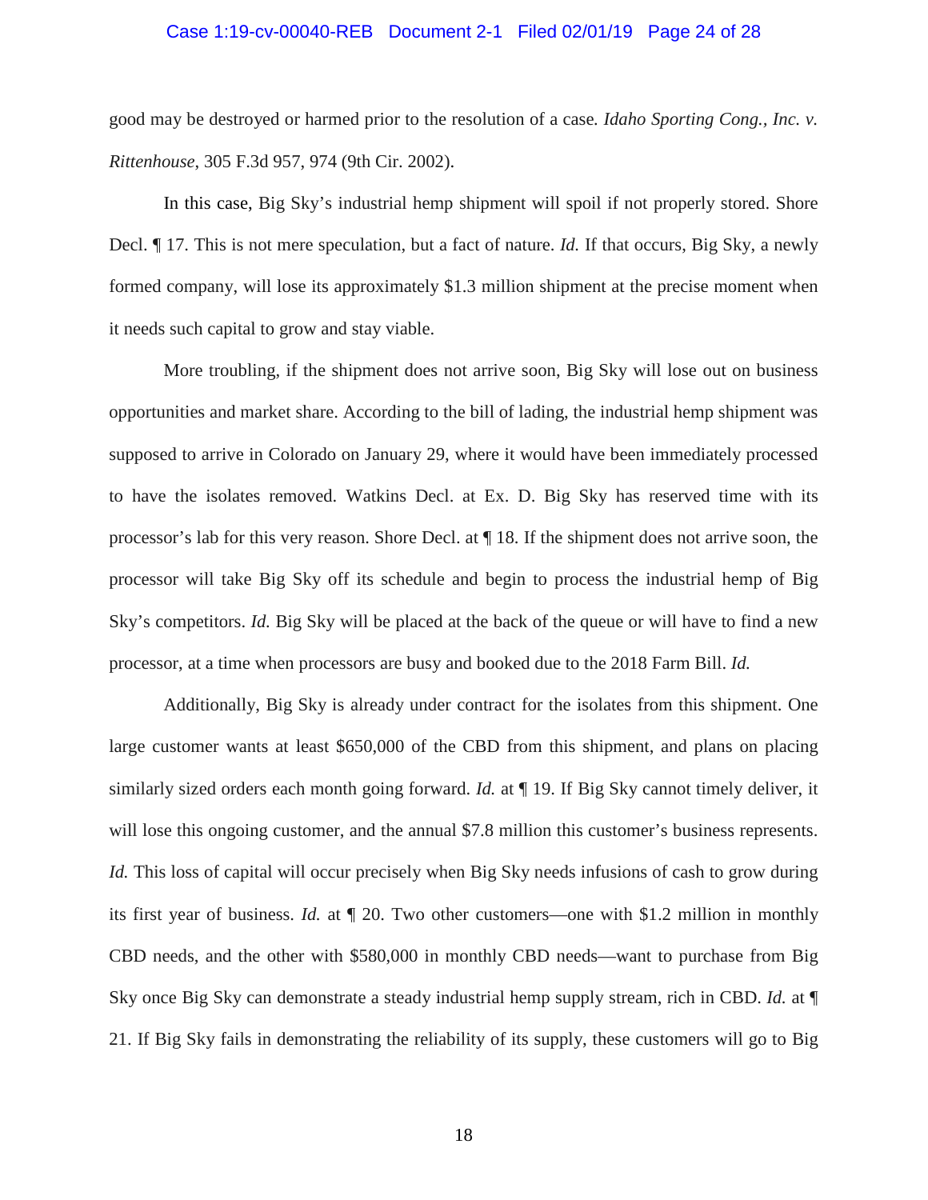good may be destroyed or harmed prior to the resolution of a case. *Idaho Sporting Cong., Inc. v. Rittenhouse*, 305 F.3d 957, 974 (9th Cir. 2002).

In this case, Big Sky's industrial hemp shipment will spoil if not properly stored. Shore Decl. ¶ 17. This is not mere speculation, but a fact of nature. *Id.* If that occurs, Big Sky, a newly formed company, will lose its approximately $1.3 million shipment at the precise moment when it needs such capital to grow and stay viable.

More troubling, if the shipment does not arrive soon, Big Sky will lose out on business opportunities and market share. According to the bill of lading, the industrial hemp shipment was supposed to arrive in Colorado on January 29, where it would have been immediately processed to have the isolates removed. Watkins Decl. at Ex. D. Big Sky has reserved time with its processor's lab for this very reason. Shore Decl. at ¶ 18. If the shipment does not arrive soon, the processor will take Big Sky off its schedule and begin to process the industrial hemp of Big Sky's competitors. *Id.* Big Sky will be placed at the back of the queue or will have to find a new processor, at a time when processors are busy and booked due to the 2018 Farm Bill. *Id.*

Additionally, Big Sky is already under contract for the isolates from this shipment. One large customer wants at least $650,000 of the CBD from this shipment, and plans on placing similarly sized orders each month going forward. *Id.* at ¶ 19. If Big Sky cannot timely deliver, it will lose this ongoing customer, and the annual $7.8 million this customer's business represents. *Id.* This loss of capital will occur precisely when Big Sky needs infusions of cash to grow during its first year of business. *Id.* at ¶ 20. Two other customers—one with $1.2 million in monthly CBD needs, and the other with $580,000 in monthly CBD needs—want to purchase from Big Sky once Big Sky can demonstrate a steady industrial hemp supply stream, rich in CBD. *Id.* at ¶ 21. If Big Sky fails in demonstrating the reliability of its supply, these customers will go to Big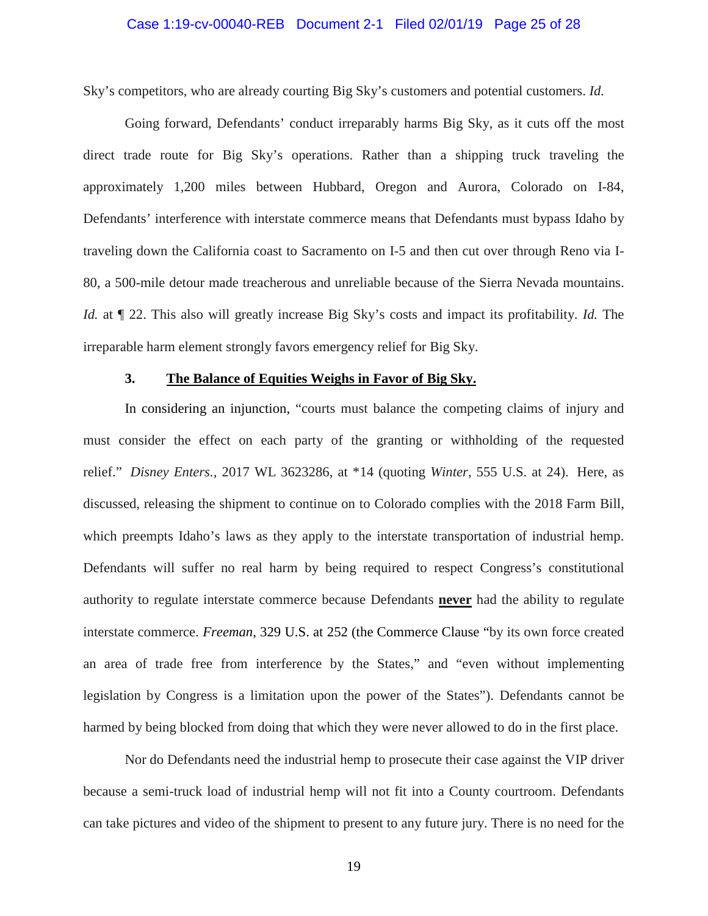Sky's competitors, who are already courting Big Sky's customers and potential customers. *Id.*

Going forward, Defendants' conduct irreparably harms Big Sky, as it cuts off the most direct trade route for Big Sky's operations. Rather than a shipping truck traveling the approximately 1,200 miles between Hubbard, Oregon and Aurora, Colorado on I-84, Defendants' interference with interstate commerce means that Defendants must bypass Idaho by traveling down the California coast to Sacramento on I-5 and then cut over through Reno via I-80, a 500-mile detour made treacherous and unreliable because of the Sierra Nevada mountains. *Id.* at ¶ 22. This also will greatly increase Big Sky's costs and impact its profitability. *Id.* The irreparable harm element strongly favors emergency relief for Big Sky.

### 3. **<u>The Balance of Equities Weighs in Favor of Big Sky.</u>**

In considering an injunction, "courts must balance the competing claims of injury and must consider the effect on each party of the granting or withholding of the requested relief." *Disney Enters.*, 2017 WL 3623286, at *14 (quoting *Winter*, 555 U.S. at 24). Here, as discussed, releasing the shipment to continue on to Colorado complies with the 2018 Farm Bill, which preempts Idaho's laws as they apply to the interstate transportation of industrial hemp. Defendants will suffer no real harm by being required to respect Congress's constitutional authority to regulate interstate commerce because Defendants **<u>never</u>** had the ability to regulate interstate commerce. *Freeman*, 329 U.S. at 252 (the Commerce Clause "by its own force created an area of trade free from interference by the States," and "even without implementing legislation by Congress is a limitation upon the power of the States"). Defendants cannot be harmed by being blocked from doing that which they were never allowed to do in the first place.

Nor do Defendants need the industrial hemp to prosecute their case against the VIP driver because a semi-truck load of industrial hemp will not fit into a County courtroom. Defendants can take pictures and video of the shipment to present to any future jury. There is no need for the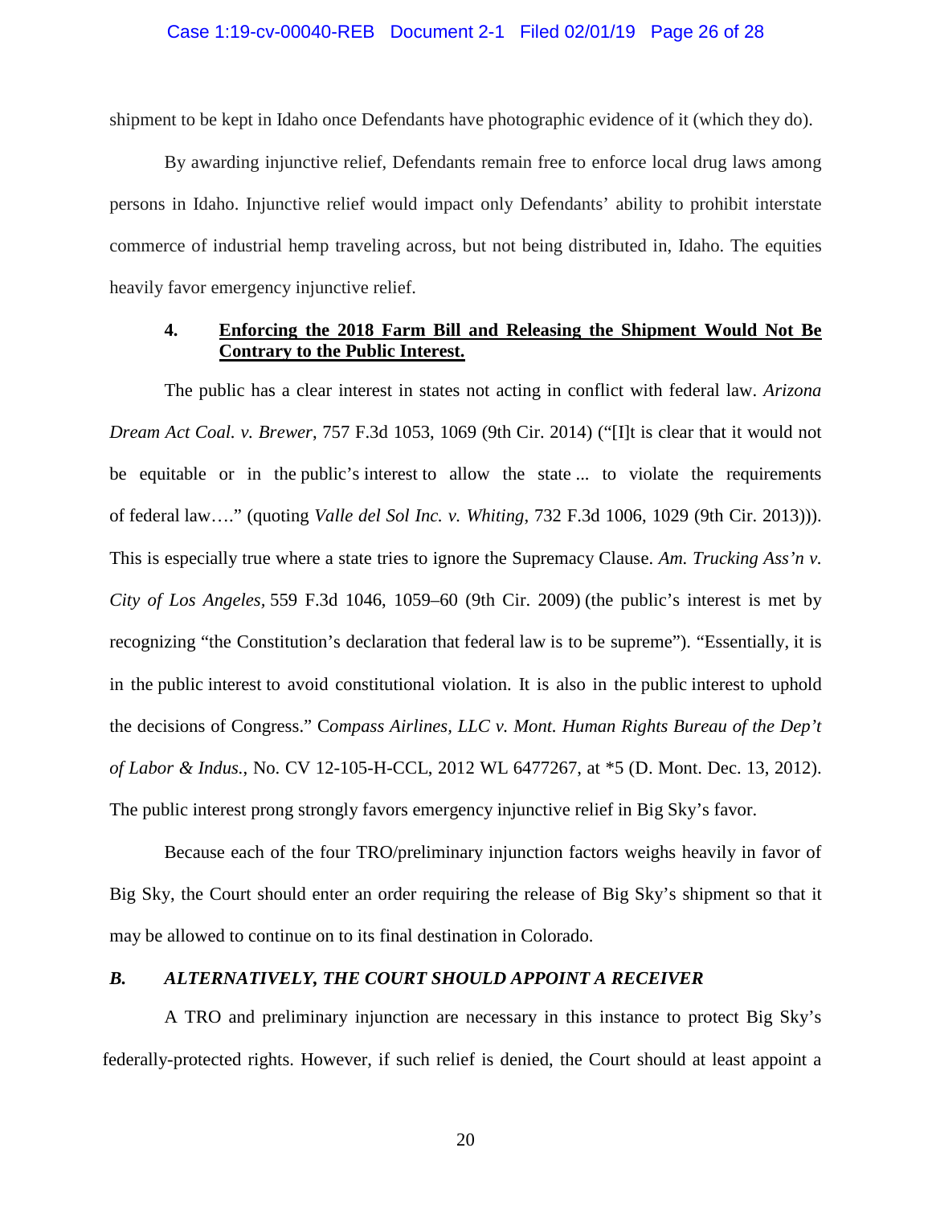shipment to be kept in Idaho once Defendants have photographic evidence of it (which they do).

By awarding injunctive relief, Defendants remain free to enforce local drug laws among persons in Idaho. Injunctive relief would impact only Defendants' ability to prohibit interstate commerce of industrial hemp traveling across, but not being distributed in, Idaho. The equities heavily favor emergency injunctive relief.

#### 4. **Enforcing the 2018 Farm Bill and Releasing the Shipment Would Not Be Contrary to the Public Interest.**

The public has a clear interest in states not acting in conflict with federal law. *Arizona Dream Act Coal. v. Brewer*, 757 F.3d 1053, 1069 (9th Cir. 2014) ("[I]t is clear that it would not be equitable or in the public's interest to allow the state ... to violate the requirements of federal law…." (quoting *Valle del Sol Inc. v. Whiting*, 732 F.3d 1006, 1029 (9th Cir. 2013))). This is especially true where a state tries to ignore the Supremacy Clause. *Am. Trucking Ass'n v. City of Los Angeles*, 559 F.3d 1046, 1059–60 (9th Cir. 2009) (the public's interest is met by recognizing "the Constitution's declaration that federal law is to be supreme"). "Essentially, it is in the public interest to avoid constitutional violation. It is also in the public interest to uphold the decisions of Congress." C*ompass Airlines, LLC v. Mont. Human Rights Bureau of the Dep't of Labor & Indus.*, No. CV 12-105-H-CCL, 2012 WL 6477267, at *5 (D. Mont. Dec. 13, 2012). The public interest prong strongly favors emergency injunctive relief in Big Sky's favor.

Because each of the four TRO/preliminary injunction factors weighs heavily in favor of Big Sky, the Court should enter an order requiring the release of Big Sky's shipment so that it may be allowed to continue on to its final destination in Colorado.

### *B. ALTERNATIVELY, THE COURT SHOULD APPOINT A RECEIVER*

A TRO and preliminary injunction are necessary in this instance to protect Big Sky's federally-protected rights. However, if such relief is denied, the Court should at least appoint a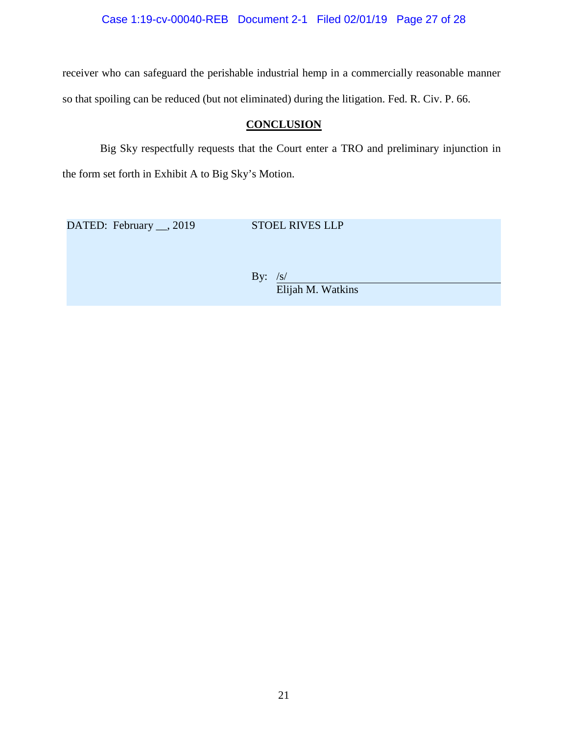receiver who can safeguard the perishable industrial hemp in a commercially reasonable manner so that spoiling can be reduced (but not eliminated) during the litigation. Fed. R. Civ. P. 66.

## CONCLUSION

Big Sky respectfully requests that the Court enter a TRO and preliminary injunction in the form set forth in Exhibit A to Big Sky's Motion.

DATED: February __, 2019

STOEL RIVES LLP

By: /s/
Elijah M. Watkins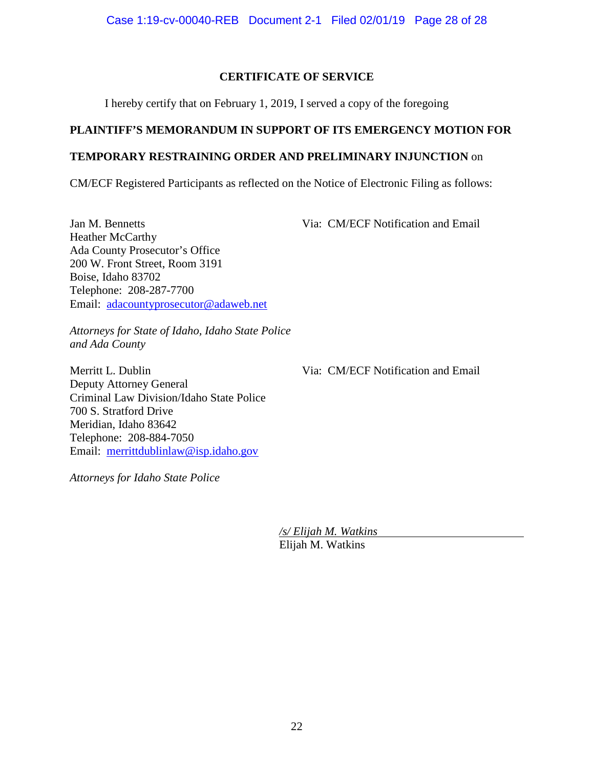## CERTIFICATE OF SERVICE

I hereby certify that on February 1, 2019, I served a copy of the foregoing **PLAINTIFF'S MEMORANDUM IN SUPPORT OF ITS EMERGENCY MOTION FOR TEMPORARY RESTRAINING ORDER AND PRELIMINARY INJUNCTION** on CM/ECF Registered Participants as reflected on the Notice of Electronic Filing as follows:

Jan M. Bennetts
Heather McCarthy
Ada County Prosecutor's Office
200 W. Front Street, Room 3191
Boise, Idaho 83702
Telephone: 208-287-7700
Email: adacountyprosecutor@adaweb.net

Via: CM/ECF Notification and Email

*Attorneys for State of Idaho, Idaho State Police and Ada County*

Merritt L. Dublin
Deputy Attorney General
Criminal Law Division/Idaho State Police
700 S. Stratford Drive
Meridian, Idaho 83642
Telephone: 208-884-7050
Email: merrittdublinlaw@isp.idaho.gov

Via: CM/ECF Notification and Email

*Attorneys for Idaho State Police*

*/s/ Elijah M. Watkins*
Elijah M. Watkins